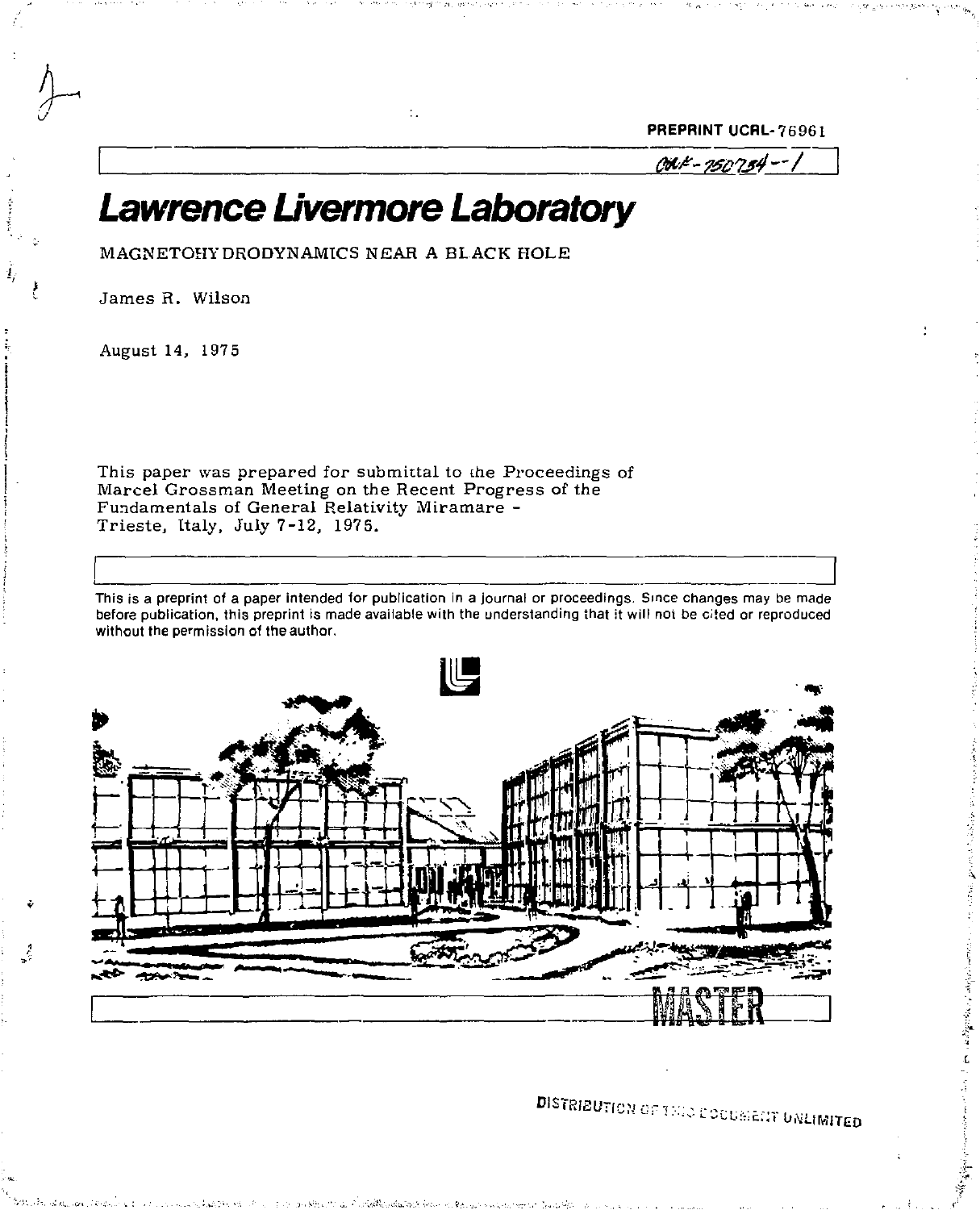PREPRINT UCRL-76961

CONF-750734--1

# Lawrence Livermore Laboratory

MAGNETOHYDRODYNAMICS NEAR A BLACK HOLE

James R. Wilson

August 14, 1975

This paper was prepared for submittal to the Proceedings of Marcel Grossman Meeting on the Recent Progress of the Fundamentals of General Relativity Miramare - Trieste, Italy, July 7-12, 1975.

This is a preprint of a paper intended for publication in a journal or proceedings. Since changes may be made before publication, this preprint is made available with the understanding that it will not be cited or reproduced without the permission of the author.

MASTER

DISTRIBUTION OF THIS DOCUMENT UNLIMITED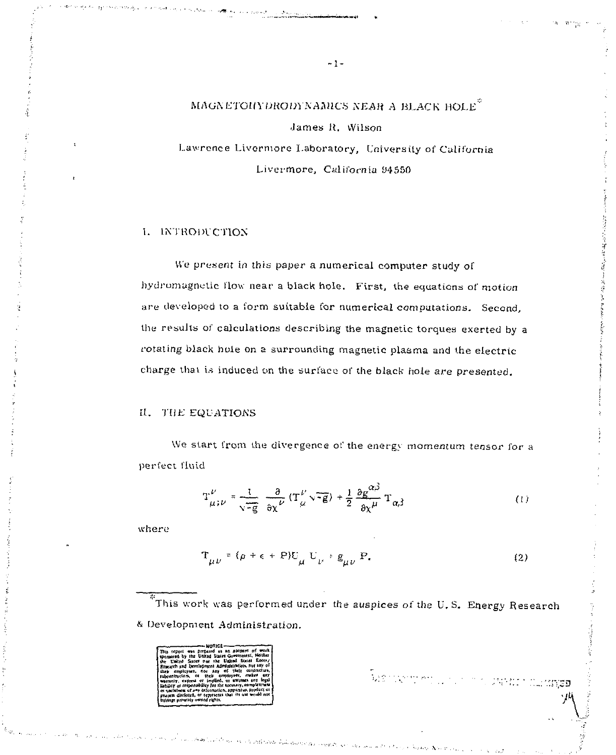# MAGNETOHYDRODYNAMICS NEAR A BLACK HOLE*

James R. Wilson

Lawrence Livermore Laboratory, University of California

Livermore, California 94550

## I. INTRODUCTION

We present in this paper a numerical computer study of hydromagnetic flow near a black hole. First, the equations of motion are developed to a form suitable for numerical computations. Second, the results of calculations describing the magnetic torques exerted by a rotating black hole on a surrounding magnetic plasma and the electric charge that is induced on the surface of the black hole are presented.

## II. THE EQUATIONS

We start from the divergence of the energy momentum tensor for a perfect fluid

$$T^{\nu}_{\mu;\nu} = \frac{1}{\sqrt{-g}} \frac{\partial}{\partial x^{\nu}} (T^{\nu}_{\mu} \sqrt{-g}) + \frac{1}{2} \frac{\partial g^{\alpha\beta}}{\partial x^{\mu}} T_{\alpha\beta} \tag{1}$$

where

$$T_{\mu\nu} = (\rho + \epsilon + P) U_{\mu} U_{\nu} + g_{\mu\nu} P. \tag{2}$$

---

*This work was performed under the auspices of the U.S. Energy Research & Development Administration.

NOTICE: This report was prepared as an account of work sponsored by the United States Government. Neither the United States nor the United States Energy Research and Development Administration, nor any of their employees, nor any of their contractors, subcontractors, or their employees, makes any warranty, express or implied, or assumes any legal liability or responsibility for the accuracy, completeness or usefulness of any information, apparatus, product or process disclosed, or represents that its use would not infringe privately owned rights.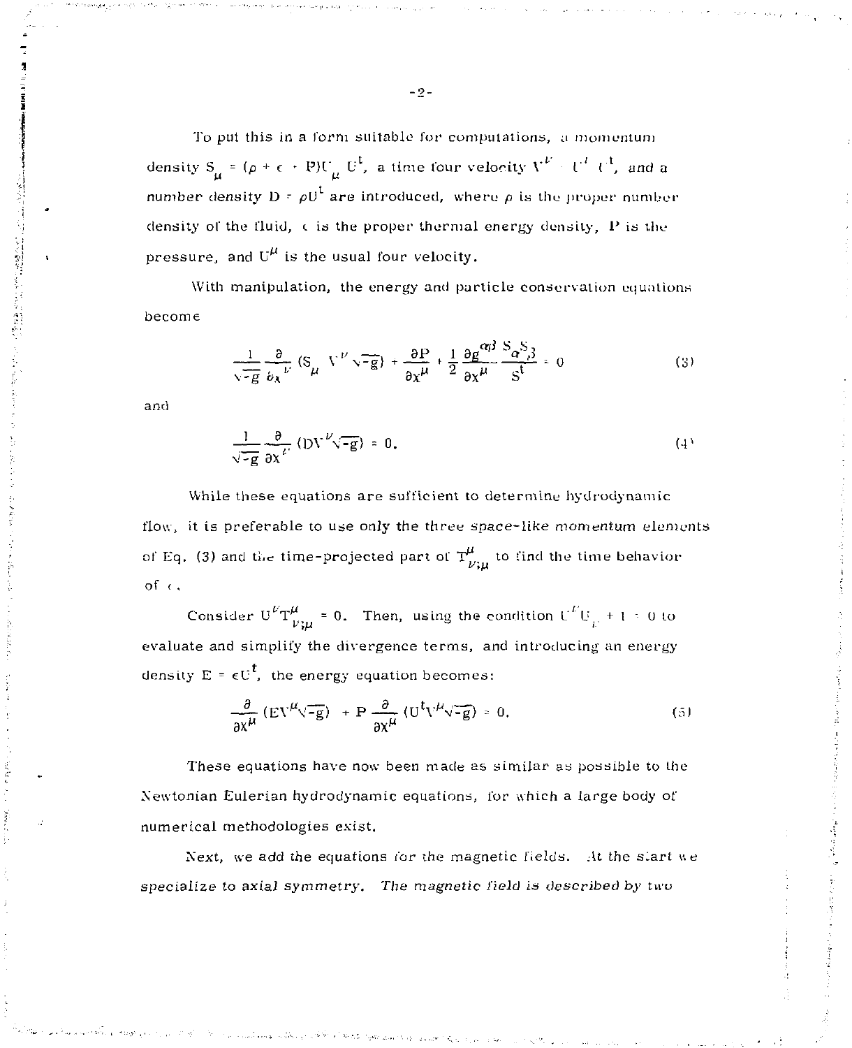To put this in a form suitable for computations, a momentum density $S_\mu = (\rho + \epsilon + P)U_\mu U^t$, a time four velocity $V^\nu = U^\nu / U^t$, and a number density $D = \rho U^t$ are introduced, where $\rho$ is the proper number density of the fluid, $\epsilon$ is the proper thermal energy density, $P$ is the pressure, and $U^\mu$ is the usual four velocity.

With manipulation, the energy and particle conservation equations become

$$\frac{1}{\sqrt{-g}} \frac{\partial}{\partial x^\nu} (S_\mu V^\nu \sqrt{-g}) + \frac{\partial P}{\partial x^\mu} + \frac{1}{2} \frac{\partial g^{\alpha\beta}}{\partial x^\mu} \frac{S_\alpha S_\beta}{S^t} = 0 \tag{3}$$

and

$$\frac{1}{\sqrt{-g}} \frac{\partial}{\partial x^\nu} (D V^\nu \sqrt{-g}) = 0. \tag{4}$$

While these equations are sufficient to determine hydrodynamic flow, it is preferable to use only the three *space-like momentum* elements of Eq. (3) and the time-projected part of $T^\mu_{\nu;\mu}$ to find the time behavior of $\epsilon$.

Consider $U^\nu T^\mu_{\nu;\mu} = 0$. Then, using the condition $U^\nu U_\nu + 1 = 0$ to evaluate and simplify the divergence terms, and introducing an energy density $E = \epsilon U^t$, the energy equation becomes:

$$\frac{\partial}{\partial x^\mu} (E V^\mu \sqrt{-g}) + P \frac{\partial}{\partial x^\mu} (U^t V^\mu \sqrt{-g}) = 0. \tag{5}$$

These equations have now been made as similar as possible to the Newtonian Eulerian hydrodynamic equations, for which a large body of numerical methodologies exist.

Next, we add the equations for the magnetic fields. At the start we specialize to axial symmetry. *The magnetic field is described by two*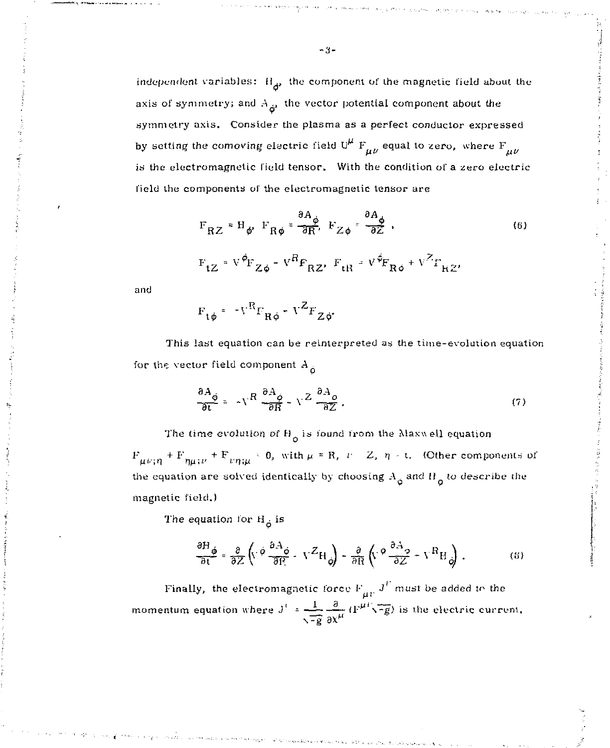independent variables: $H_\phi$, the component of the magnetic field about the axis of symmetry; and $A_\phi$, the vector potential component about the symmetry axis. Consider the plasma as a perfect conductor expressed by setting the comoving electric field $U^\mu F_{\mu\nu}$ equal to zero, where $F_{\mu\nu}$ is the electromagnetic field tensor. With the condition of a zero electric field the components of the electromagnetic tensor are

$$F_{RZ} = H_\phi, \; F_{R\phi} = \frac{\partial A_\phi}{\partial R}, \; F_{Z\phi} = \frac{\partial A_\phi}{\partial Z}, \tag{6}$$

$$F_{tZ} = V^\phi F_{Z\phi} - V^R F_{RZ}, \; F_{tR} = V^\phi F_{R\phi} + V^Z F_{RZ},$$

and

$$F_{t\phi} = -V^R F_{R\phi} - V^Z F_{Z\phi}.$$

This last equation can be reinterpreted as the time-evolution equation for the vector field component $A_\phi$

$$\frac{\partial A_\phi}{\partial t} = -V^R \frac{\partial A_\phi}{\partial R} - V^Z \frac{\partial A_\phi}{\partial Z}. \tag{7}$$

The time evolution of $H_\phi$ is found from the Maxwell equation $F_{\mu\nu;\eta} + F_{\eta\mu;\nu} + F_{\nu\eta;\mu} = 0$, with $\mu = R$, $\nu = Z$, $\eta = t$. (Other components of the equation are solved identically by choosing $A_\phi$ and $H_\phi$ to describe the magnetic field.)

The equation for $H_\phi$ is

$$\frac{\partial H_\phi}{\partial t} = \frac{\partial}{\partial Z}\left(V^\phi \frac{\partial A_\phi}{\partial R} - V^Z H_\phi\right) - \frac{\partial}{\partial R}\left(V^\phi \frac{\partial A_\phi}{\partial Z} - V^R H_\phi\right). \tag{8}$$

Finally, the electromagnetic force $F_{\mu\nu} J^\nu$ must be added to the momentum equation where $J^\nu = \frac{1}{\sqrt{-g}} \frac{\partial}{\partial x^\mu} (F^{\mu\nu}\sqrt{-g})$ is the electric current.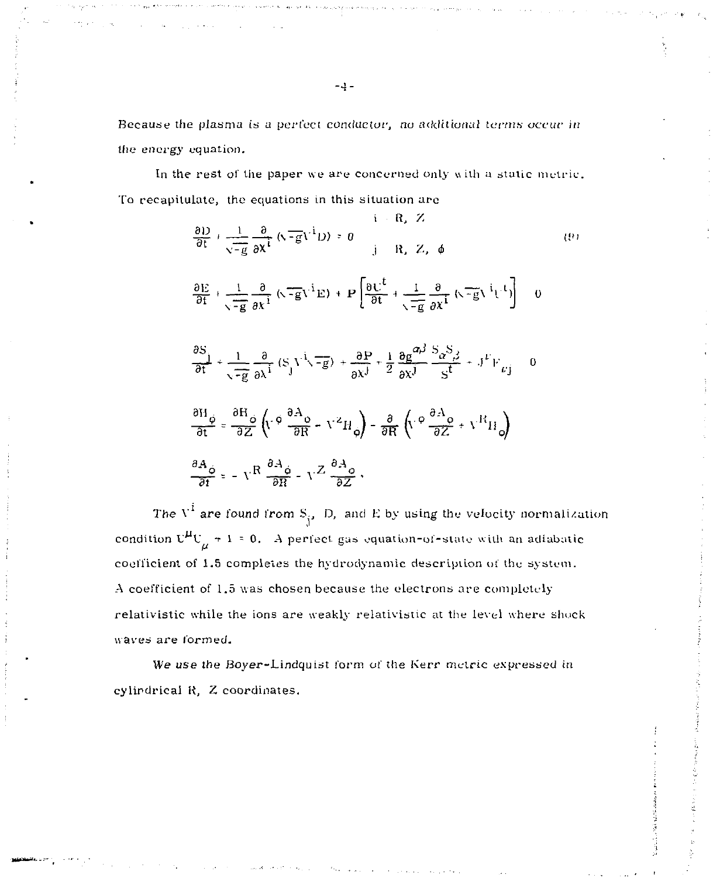Because the plasma is a perfect conductor, no additional terms occur in the energy equation.

In the rest of the paper we are concerned only with a static metric. To recapitulate, the equations in this situation are

$$\frac{\partial D}{\partial t} + \frac{1}{\sqrt{-g}}\frac{\partial}{\partial x^i}\left(\sqrt{-g}V^i D\right) = 0 \qquad \begin{array}{l} i = R,\ Z \\ j = R,\ Z,\ \phi \end{array} \tag{9}$$

$$\frac{\partial E}{\partial t} + \frac{1}{\sqrt{-g}}\frac{\partial}{\partial x^i}\left(\sqrt{-g}V^i E\right) + P\left[\frac{\partial U^t}{\partial t} + \frac{1}{\sqrt{-g}}\frac{\partial}{\partial x^i}\left(\sqrt{-g}V^i U^t\right)\right] = 0$$

$$\frac{\partial S_j}{\partial t} + \frac{1}{\sqrt{-g}}\frac{\partial}{\partial x^i}\left(S_j V^i \sqrt{-g}\right) + \frac{\partial P}{\partial x^j} + \frac{1}{2}\frac{\partial g^{\alpha\beta}}{\partial x^j}\frac{S_\alpha S_\beta}{S^t} + J^\mu F_{\mu j} = 0$$

$$\frac{\partial H_\phi}{\partial t} = \frac{\partial H_\phi}{\partial Z}\left(V^\phi \frac{\partial A_\phi}{\partial R} - V^Z H_\phi\right) - \frac{\partial}{\partial R}\left(V^\phi \frac{\partial A_\phi}{\partial Z} + V^R H_\phi\right)$$

$$\frac{\partial A_\phi}{\partial t} = -V^R\frac{\partial A_\phi}{\partial R} - V^Z \frac{\partial A_\phi}{\partial Z}\,.$$

The $V^i$ are found from $S_j$, $D$, and $E$ by using the velocity normalization condition $U^\mu U_\mu + 1 = 0$. A perfect gas equation-of-state with an adiabatic coefficient of 1.5 completes the hydrodynamic description of the system. A coefficient of 1.5 was chosen because the electrons are completely relativistic while the ions are weakly relativistic at the level where shock waves are formed.

We use the Boyer-Lindquist form of the Kerr metric expressed in cylindrical $R$, $Z$ coordinates.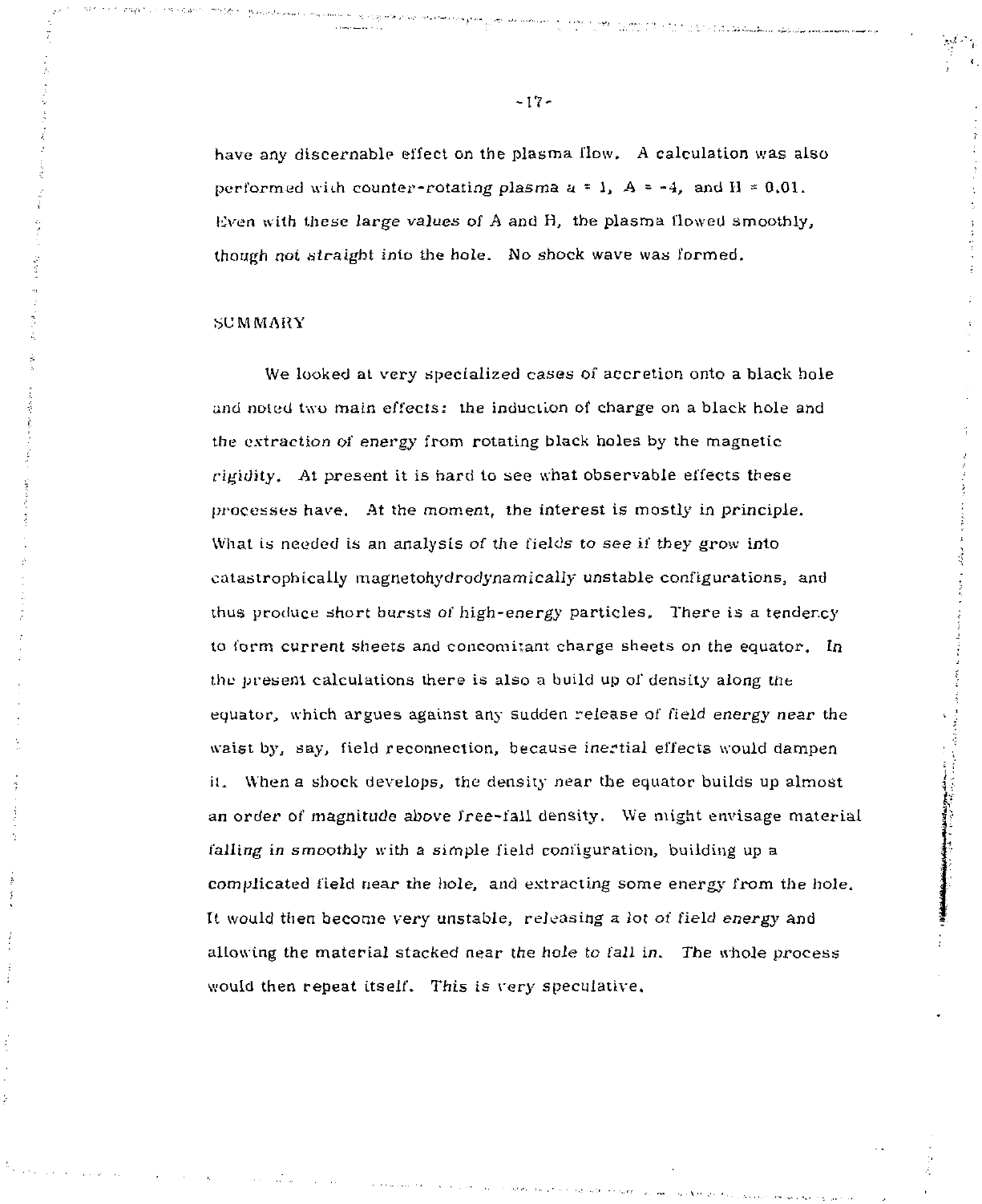have any discernable effect on the plasma flow. A calculation was also performed with counter-rotating plasma $a = 1$, $A = -4$, and $H = 0.01$. Even with these large values of A and H, the plasma flowed smoothly, though not straight into the hole. No shock wave was formed.

## SUMMARY

We looked at very specialized cases of accretion onto a black hole and noted two main effects: the induction of charge on a black hole and the extraction of energy from rotating black holes by the magnetic rigidity. At present it is hard to see what observable effects these processes have. At the moment, the interest is mostly in principle. What is needed is an analysis of the fields to see if they grow into catastrophically magnetohydrodynamically unstable configurations, and thus produce short bursts of high-energy particles. There is a tendency to form current sheets and concomitant charge sheets on the equator. In the present calculations there is also a build up of density along the equator, which argues against any sudden release of field energy near the waist by, say, field reconnection, because inertial effects would dampen it. When a shock develops, the density near the equator builds up almost an order of magnitude above free-fall density. We might envisage material falling in smoothly with a simple field configuration, building up a complicated field near the hole, and extracting some energy from the hole. It would then become very unstable, releasing a lot of field energy and allowing the material stacked near the hole to fall in. The whole process would then repeat itself. This is very speculative.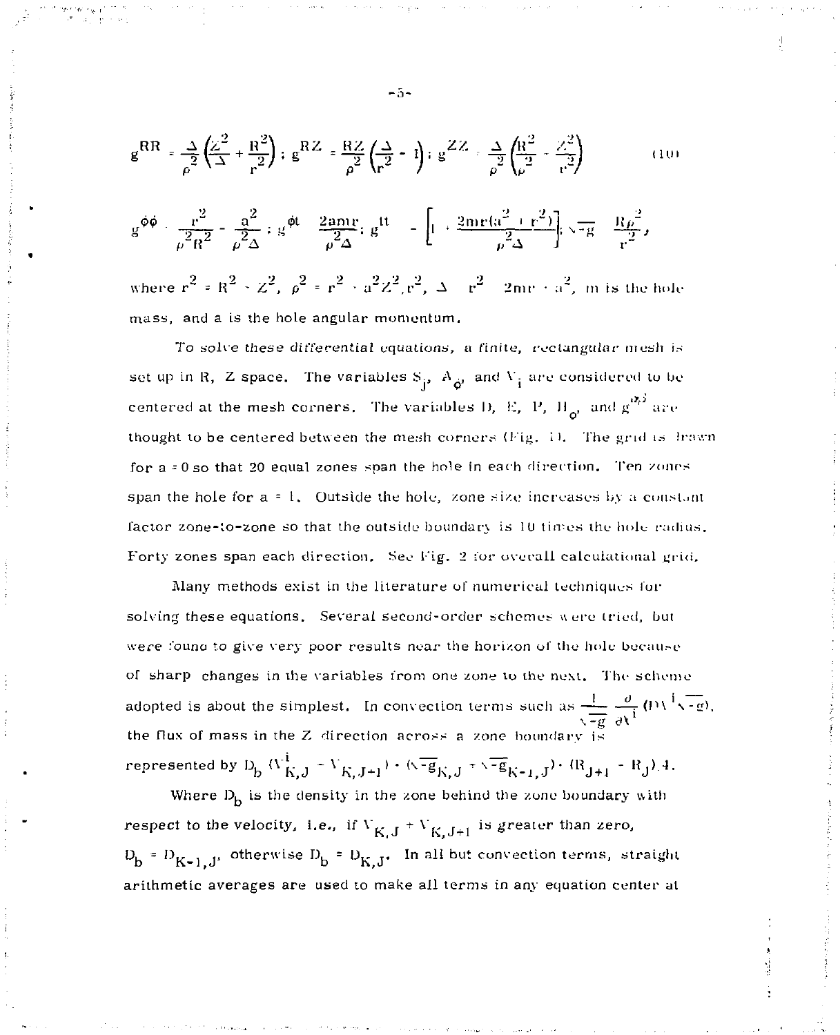$$g^{RR} = \frac{\Delta}{\rho^2}\left(\frac{Z^2}{\Delta} + \frac{R^2}{r^2}\right);\; g^{RZ} = \frac{RZ}{\rho^2}\left(\frac{\Delta}{r^2} - 1\right);\; g^{ZZ} = \frac{\Delta}{\rho^2}\left(\frac{R^2}{\rho^2} - \frac{Z^2}{r^2}\right) \tag{10}$$

$$g^{\phi\phi} = \frac{r^2}{\rho^2 R^2} - \frac{a^2}{\rho^2 \Delta};\; g^{\phi t} = \frac{2amr}{\rho^2 \Delta};\; g^{tt} = -\left[1 + \frac{2mr(a^2 + r^2)}{\rho^2 \Delta}\right];\; \sqrt{-g} = \frac{R\rho^2}{r^2},$$

where $r^2 = R^2 + Z^2$, $\rho^2 = r^2 + a^2 Z^2/r^2$, $\Delta = r^2 - 2mr + a^2$, m is the hole mass, and a is the hole angular momentum.

To solve these differential equations, a finite, rectangular mesh is set up in R, Z space. The variables $S_j$, $A_\phi$, and $V_i$ are considered to be centered at the mesh corners. The variables D, E, P, $H_\phi$, and $g^{\alpha\beta}$ are thought to be centered between the mesh corners (Fig. 1). The grid is drawn for a = 0 so that 20 equal zones span the hole in each direction. Ten zones span the hole for a = 1. Outside the hole, zone size increases by a constant factor zone-to-zone so that the outside boundary is 10 times the hole radius. Forty zones span each direction. See Fig. 2 for overall calculational grid.

Many methods exist in the literature of numerical techniques for solving these equations. Several second-order schemes were tried, but were found to give very poor results near the horizon of the hole because of sharp changes in the variables from one zone to the next. The scheme adopted is about the simplest. In convection terms such as $\frac{1}{\sqrt{-g}}\frac{\partial}{\partial X^i}(DV^i\sqrt{-g})$, the flux of mass in the Z direction across a zone boundary is represented by $D_b(V^i_{K,J} + V_{K,J+1}) \cdot (\sqrt{-g}_{K,J} + \sqrt{-g}_{K-1,J}) \cdot (R_{J+1} - R_J)/4$.

Where $D_b$ is the density in the zone behind the zone boundary with respect to the velocity, i.e., if $V_{K,J} + V_{K,J+1}$ is greater than zero, $D_b = D_{K-1,J}$, otherwise $D_b = D_{K,J}$. In all but convection terms, straight arithmetic averages are used to make all terms in any equation center at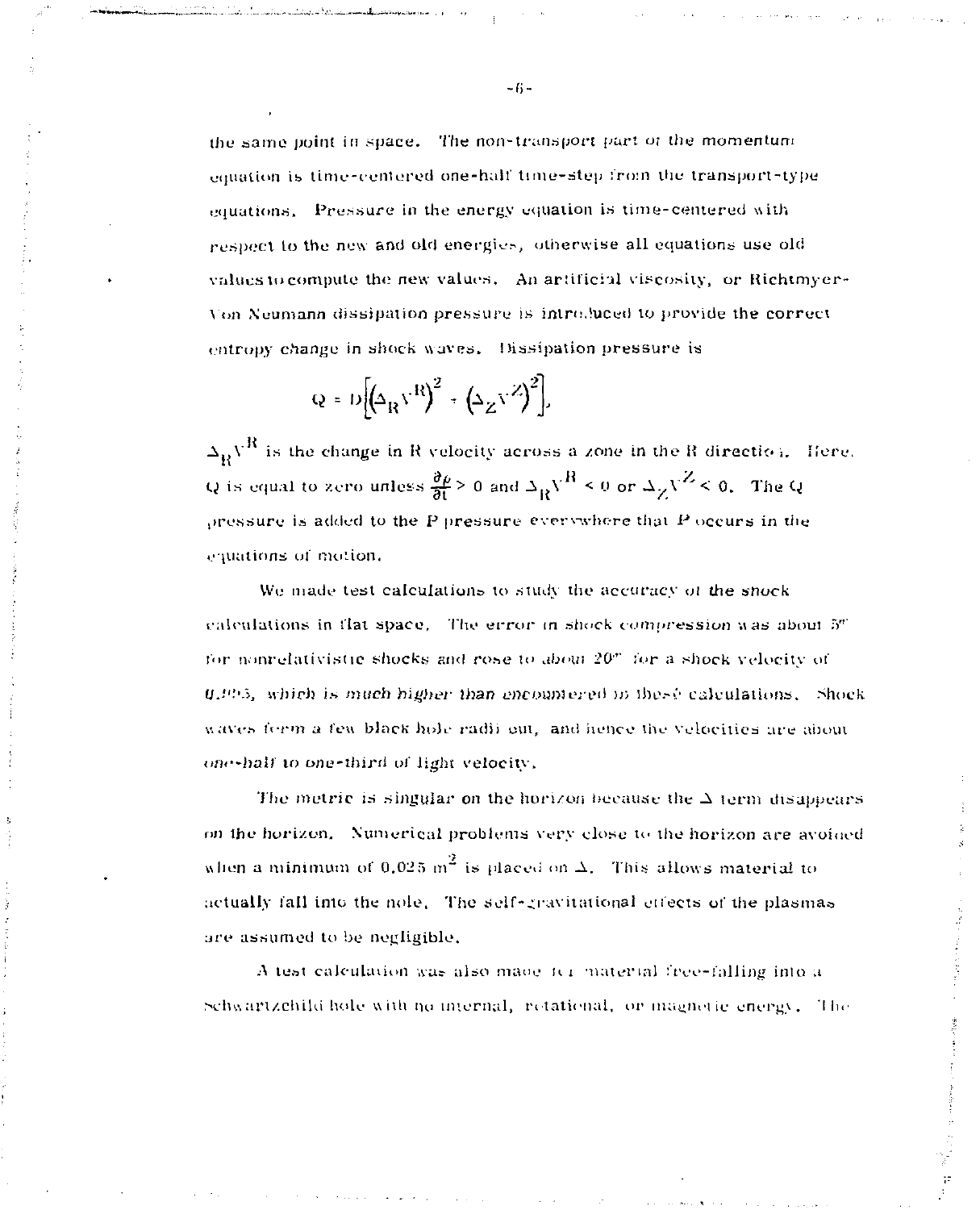the same point in space. The non-transport part of the momentum equation is time-centered one-half time-step from the transport-type equations. Pressure in the energy equation is time-centered with respect to the new and old energies, otherwise all equations use old values to compute the new values. An artificial viscosity, or Richtmyer-Von Neumann dissipation pressure is introduced to provide the correct entropy change in shock waves. Dissipation pressure is

$$Q = D\left[\left(\Delta_R V^R\right)^2 + \left(\Delta_Z V^Z\right)^2\right].$$

$\Delta_R V^R$ is the change in R velocity across a zone in the R direction. Here, Q is equal to zero unless $\frac{\partial \rho}{\partial t} > 0$ and $\Delta_R V^R < 0$ or $\Delta_Z V^Z < 0$. The Q pressure is added to the P pressure everywhere that P occurs in the equations of motion.

We made test calculations to study the accuracy of the shock calculations in flat space. The error in shock compression was about 5% for nonrelativistic shocks and rose to about 20% for a shock velocity of 0.995, which is much higher than encountered in these calculations. Shock waves form a few black hole radii out, and hence the velocities are about one-half to one-third of light velocity.

The metric is singular on the horizon because the $\Delta$ term disappears on the horizon. Numerical problems very close to the horizon are avoided when a minimum of 0.025 $m^2$ is placed on $\Delta$. This allows material to actually fall into the hole. The self-gravitational effects of the plasmas are assumed to be negligible.

A test calculation was also made for material free-falling into a Schwartzchild hole with no internal, rotational, or magnetic energy. The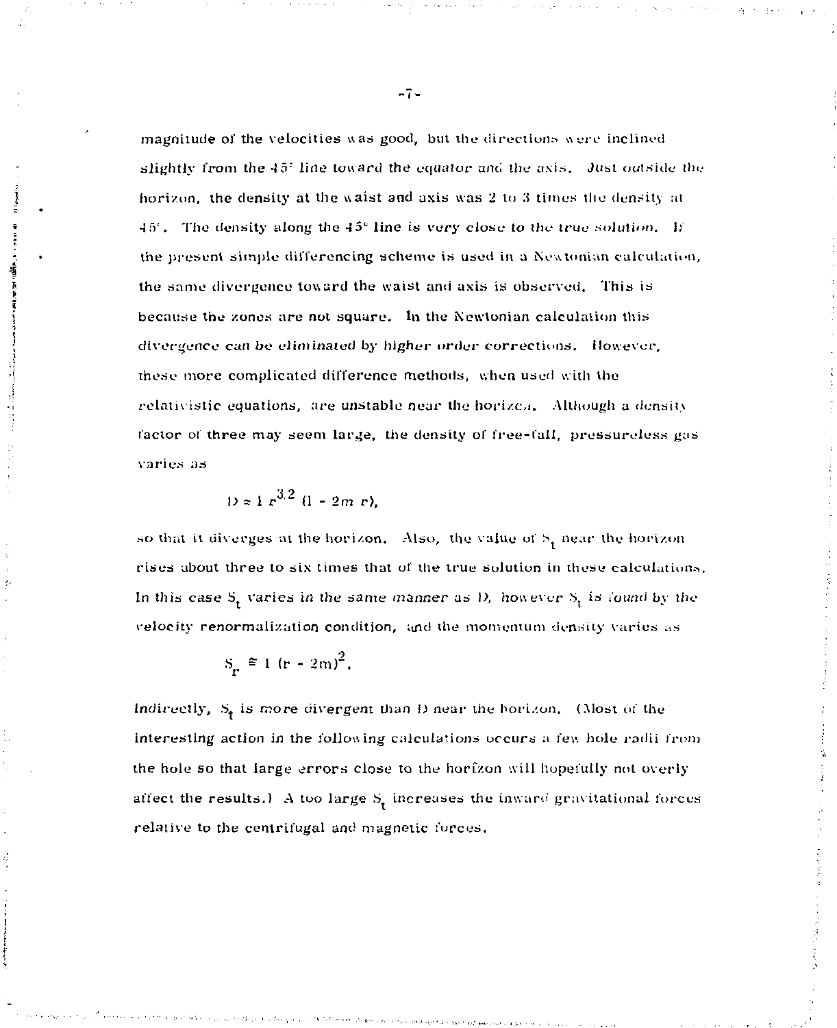magnitude of the velocities was good, but the directions were inclined slightly from the 45° line toward the equator and the axis. *Just outside* the horizon, the density at the waist and axis was 2 to 3 times the density at 45°. The density along the 45° line is *very close to the true solution.* If the present simple differencing scheme is used in a Newtonian calculation, the same divergence toward the waist and axis is observed. This is because the zones are not square. In the Newtonian calculation this divergence *can be eliminated* by *higher order corrections.* However, these more complicated difference methods, when used with the relativistic equations, are unstable near the horizon. Although a density factor of three may seem large, the density of free-fall, pressureless gas varies as

$$D \approx 1 / r^{3/2} (1 - 2m / r),$$

so that it diverges at the horizon. Also, the value of $S_t$ near the horizon rises about three to six times that of the true solution in these calculations. In this case $S_t$ varies *in the same manner* as $D$, *however* $S_t$ *is found by the* velocity renormalization condition, and the momentum density varies as

$$S_r \cong 1 / (r - 2m)^2.$$

*Indirectly,* $S_t$ is *more* divergent than $D$ near the horizon. (Most of the interesting action in the following calculations occurs a few hole radii from the hole so that large errors close to the horizon will hopefully not overly affect the results.) A too large $S_t$ increases the inward gravitational forces relative to the centrifugal and magnetic forces.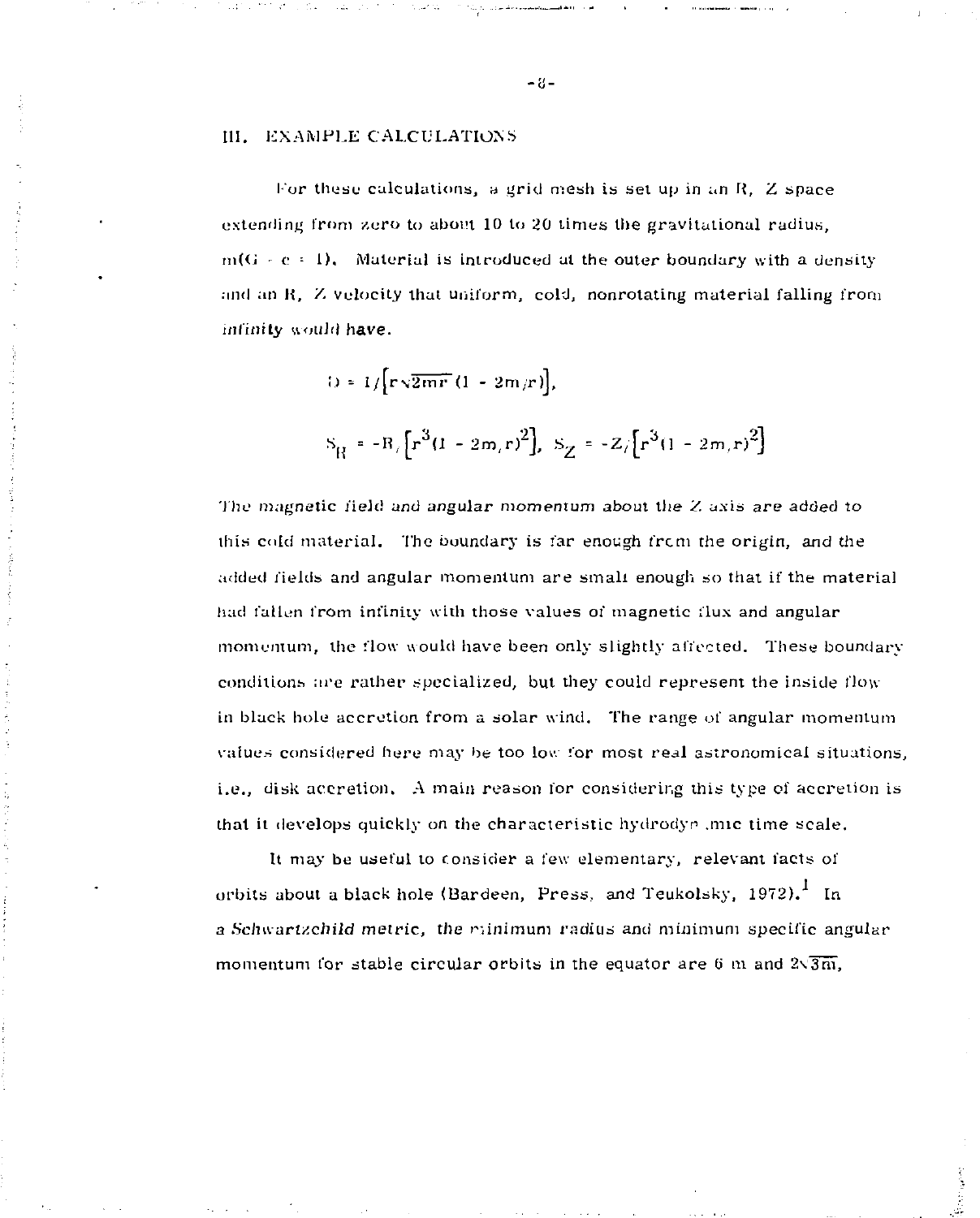## III. EXAMPLE CALCULATIONS

For these calculations, a grid mesh is set up in an R, Z space extending from zero to about 10 to 20 times the gravitational radius, $m(G = c = 1)$. Material is introduced at the outer boundary with a density and an R, Z velocity that uniform, cold, nonrotating material falling from infinity would have.

$$D = 1/\left[r\sqrt{2mr}\,(1 - 2m/r)\right],$$

$$S_R = -R/\left[r^3(1 - 2m/r)^2\right], \quad S_Z = -Z/\left[r^3(1 - 2m/r)^2\right]$$

The magnetic field and angular momentum about the Z axis are added to this cold material. The boundary is far enough from the origin, and the added fields and angular momentum are small enough so that if the material had fallen from infinity with those values of magnetic flux and angular momentum, the flow would have been only slightly affected. These boundary conditions are rather specialized, but they could represent the inside flow in black hole accretion from a solar wind. The range of angular momentum values considered here may be too low for most real astronomical situations, i.e., disk accretion. A main reason for considering this type of accretion is that it develops quickly on the characteristic hydrodynamic time scale.

It may be useful to consider a few elementary, relevant facts of orbits about a black hole (Bardeen, Press, and Teukolsky, 1972).[1] In a Schwartzchild metric, the minimum radius and minimum specific angular momentum for stable circular orbits in the equator are 6 m and $2\sqrt{3}m$,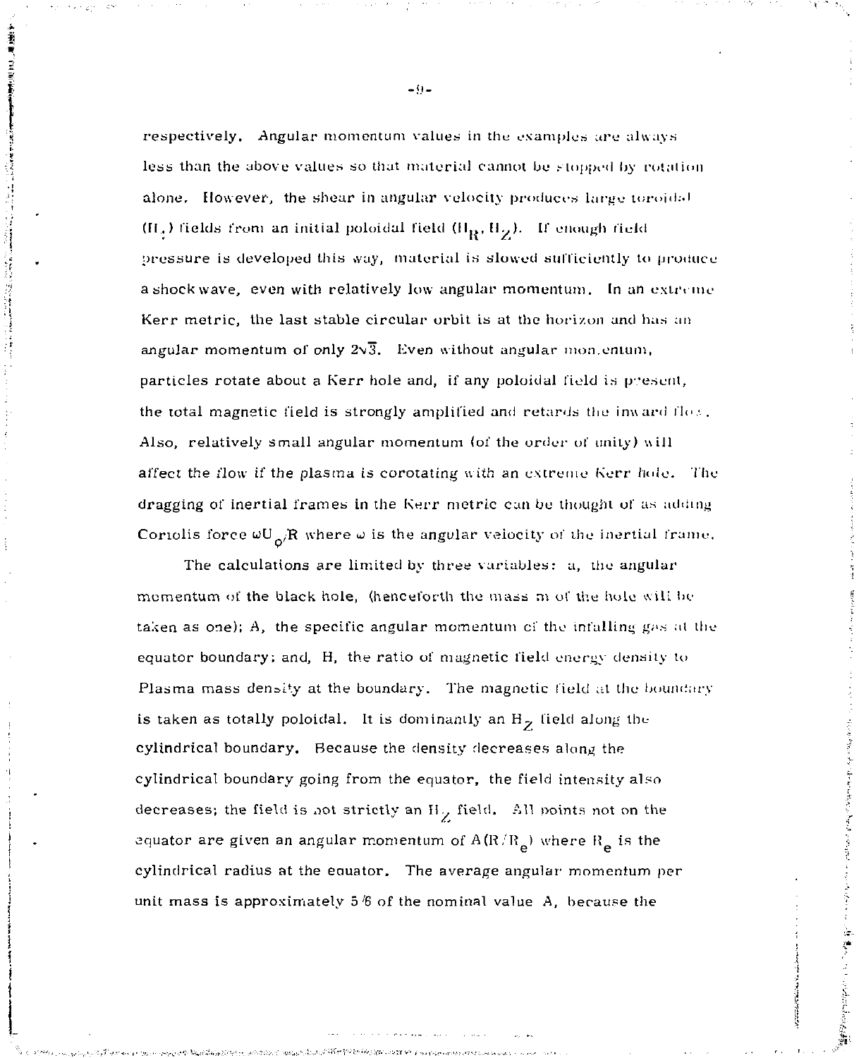respectively. Angular momentum values in the examples are always less than the above values so that material cannot be stopped by rotation alone. However, the shear in angular velocity produces large toroidal ($H_\phi$) fields from an initial poloidal field ($H_R$, $H_Z$). If enough field pressure is developed this way, material is slowed sufficiently to produce a shock wave, even with relatively low angular momentum. In an extreme Kerr metric, the last stable circular orbit is at the horizon and has an angular momentum of only $2\sqrt{3}$. Even without angular momentum, particles rotate about a Kerr hole and, if any poloidal field is present, the total magnetic field is strongly amplified and retards the inward flow. Also, relatively small angular momentum (of the order of unity) will affect the flow if the plasma is corotating with an extreme Kerr hole. The dragging of inertial frames in the Kerr metric can be thought of as adding Coriolis force $\omega U_\phi/R$ where $\omega$ is the angular velocity of the inertial frame.

The calculations are limited by three variables: a, the angular momentum of the black hole, (henceforth the mass m of the hole will be taken as one); A, the specific angular momentum of the infalling gas at the equator boundary; and, H, the ratio of magnetic field energy density to Plasma mass density at the boundary. The magnetic field at the boundary is taken as totally poloidal. It is dominantly an $H_Z$ field along the cylindrical boundary. Because the density decreases along the cylindrical boundary going from the equator, the field intensity also decreases; the field is not strictly an $H_Z$ field. All points not on the equator are given an angular momentum of $A(R/R_e)$ where $R_e$ is the cylindrical radius at the equator. The average angular momentum per unit mass is approximately 5/6 of the nominal value A, because the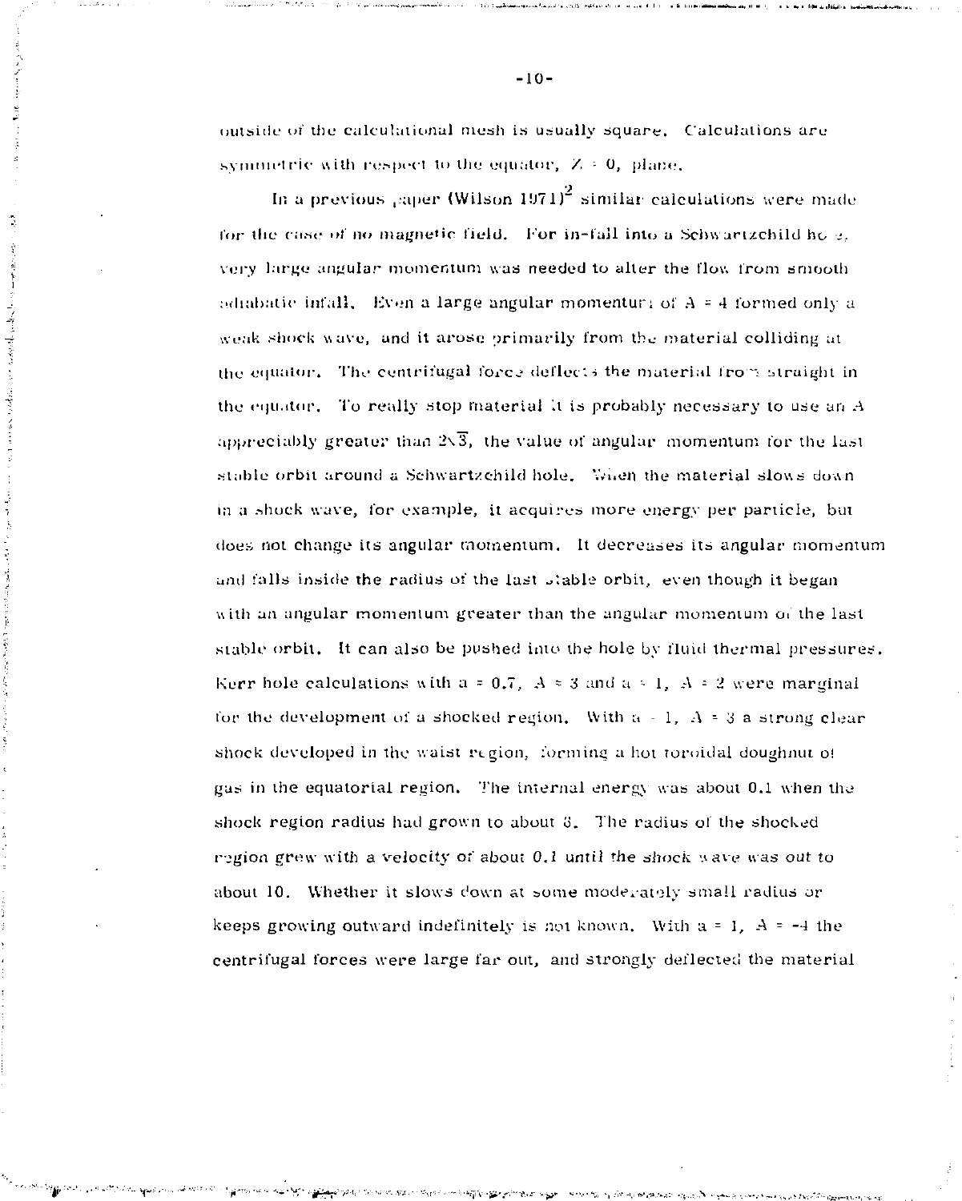outside of the calculational mesh is usually square. Calculations are symmetric with respect to the equator, $Z = 0$, plane.

In a previous paper (Wilson 1971)[2] similar calculations were made for the case of no magnetic field. For in-fall into a Schwartzchild hole, very large angular momentum was needed to alter the flow from smooth adiabatic infall. Even a large angular momentum of $A = 4$ formed only a weak shock wave, and it arose primarily from the material colliding at the equator. The centrifugal force deflects the material from straight in the equator. To really stop material it is probably necessary to use an $A$ appreciably greater than $2\sqrt{3}$, the value of angular momentum for the last stable orbit around a Schwartzchild hole. When the material slows down in a shock wave, for example, it acquires more energy per particle, but does not change its angular momentum. It decreases its angular momentum and falls inside the radius of the last stable orbit, even though it began with an angular momentum greater than the angular momentum of the last stable orbit. It can also be pushed into the hole by fluid thermal pressures. Kerr hole calculations with $a = 0.7$, $A = 3$ and $a = 1$, $A = 2$ were marginal for the development of a shocked region. With $a = 1$, $A = 3$ a strong clear shock developed in the waist region, forming a hot toroidal doughnut of gas in the equatorial region. The internal energy was about 0.1 when the shock region radius had grown to about 8. The radius of the shocked region grew with a velocity of about 0.1 until the shock wave was out to about 10. Whether it slows down at some moderately small radius or keeps growing outward indefinitely is not known. With $a = 1$, $A = -4$ the centrifugal forces were large far out, and strongly deflected the material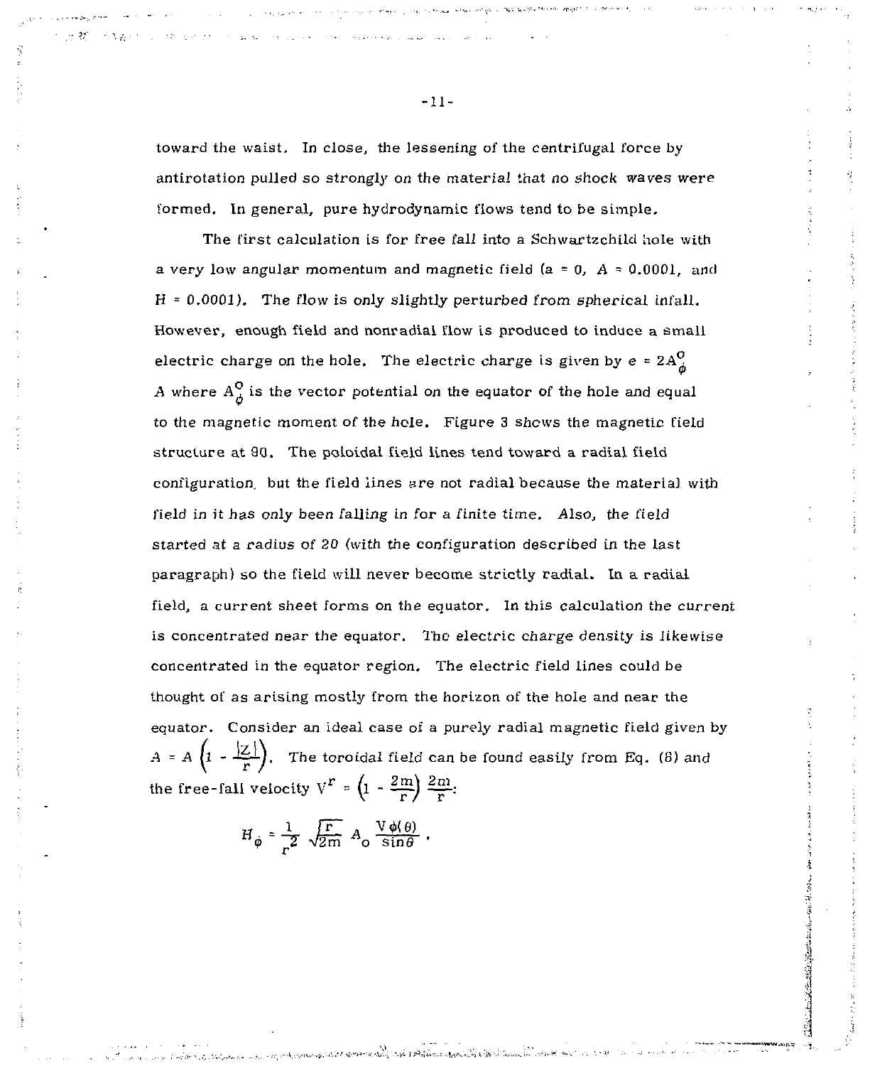toward the waist. In close, the lessening of the centrifugal force by antirotation pulled so strongly on the material that no shock waves were formed. In general, pure hydrodynamic flows tend to be simple.

The first calculation is for free fall into a Schwartzchild hole with a very low angular momentum and magnetic field ($a = 0$, $A = 0.0001$, and $H = 0.0001$). The flow is only slightly perturbed from spherical infall. However, enough field and nonradial flow is produced to induce a small electric charge on the hole. The electric charge is given by $e = 2A_\phi^o A$ where $A_\phi^o$ is the vector potential on the equator of the hole and equal to the magnetic moment of the hole. Figure 3 shows the magnetic field structure at 90. The poloidal field lines tend toward a radial field configuration but the field lines are not radial because the material with field in it has only been falling in for a finite time. Also, the field started at a radius of 20 (with the configuration described in the last paragraph) so the field will never become strictly radial. In a radial field, a current sheet forms on the equator. In this calculation the current is concentrated near the equator. The electric charge density is likewise concentrated in the equator region. The electric field lines could be thought of as arising mostly from the horizon of the hole and near the equator. Consider an ideal case of a purely radial magnetic field given by $A = A\left(1 - \frac{|Z|}{r}\right)$. The toroidal field can be found easily from Eq. (8) and the free-fall velocity $V^r = \left(1 - \frac{2m}{r}\right)\frac{2m}{r}$:

$$H_\phi = \frac{1}{r^2}\sqrt{\frac{r}{2m}}\, A_o \frac{V\phi(\theta)}{\sin\theta} .$$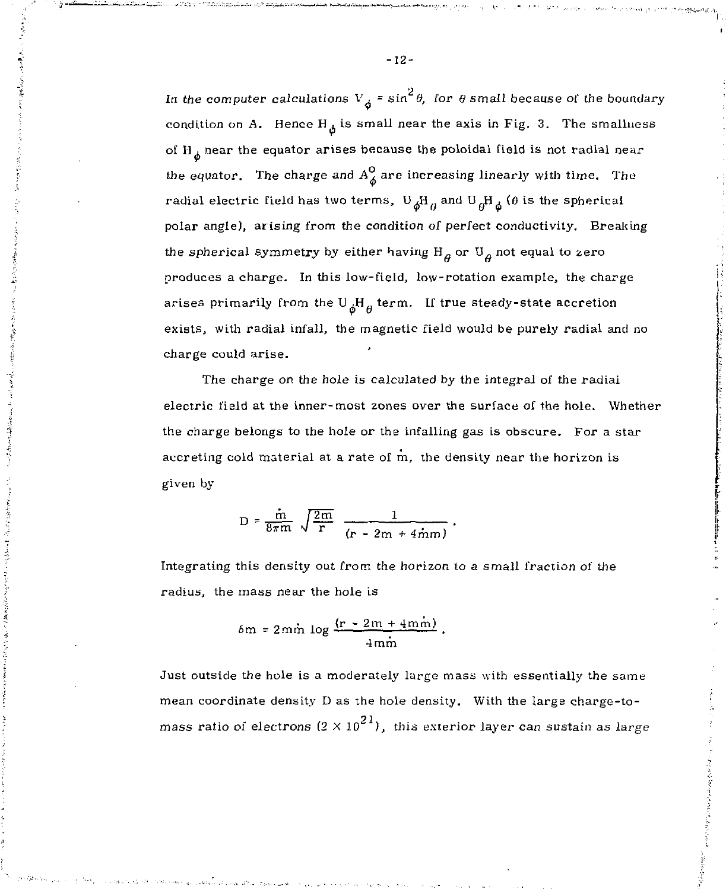*In the computer calculations* $V_\phi = \sin^2\theta$, *for* $\theta$ *small because of the boundary* condition on A. Hence $H_\phi$ is small near the axis in Fig. 3. The smallness of $H_\phi$ near the equator arises because the poloidal field is not radial near the equator. The charge and $A_\phi^o$ are increasing linearly with time. The radial electric field has two terms, $U_\phi H_\theta$ and $U_\theta H_\phi$ ($\theta$ is the spherical polar angle), arising from the condition of perfect conductivity. Breaking the spherical symmetry by either having $H_\theta$ or $U_\theta$ not equal to zero produces a charge. In this low-field, low-rotation example, the charge arises primarily from the $U_\phi H_\theta$ term. If true steady-state accretion exists, with radial infall, the magnetic field would be purely radial and no charge could arise.

The charge on the hole is calculated by the integral of the radial electric field at the inner-most zones over the surface of the hole. Whether the charge belongs to the hole or the infalling gas is obscure. For a star accreting cold material at a rate of $\dot{m}$, the density near the horizon is given by

$$D = \frac{\dot{m}}{8\pi m}\sqrt{\frac{2m}{r}}\ \frac{1}{(r - 2m + 4\dot{m}m)} .$$

Integrating this density out from the horizon to a small fraction of the radius, the mass near the hole is

$$\delta m = 2m\dot{m}\log\frac{(r - 2m + 4m\dot{m})}{4m\dot{m}} .$$

Just outside the hole is a moderately large mass with essentially the same mean coordinate density D as the hole density. With the large charge-to-mass ratio of electrons ($2 \times 10^{21}$), this exterior layer can sustain as large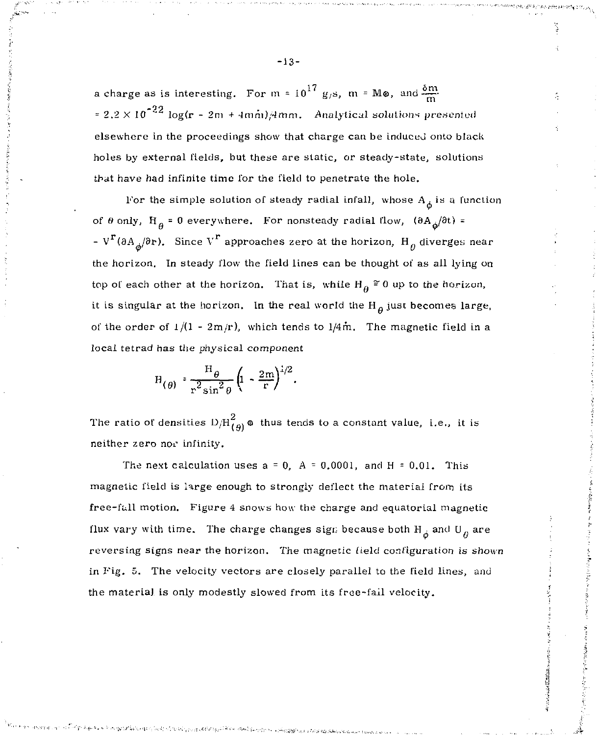a charge as is interesting. For $\dot{m} = 10^{17}$ g/s, $m = M_{\odot}$, and $\frac{\delta m}{m}$ $= 2.2 \times 10^{-22} \log(r - 2m + 4m\dot{m})/4m\dot{m}$. *Analytical solutions presented* elsewhere in the proceedings show that charge can be induced onto black holes by external fields, but these are static, or steady-state, solutions that have had infinite time for the field to penetrate the hole.

For the simple solution of steady radial infall, whose $A_{\phi}$ is a function of $\theta$ only, $H_{\theta} = 0$ everywhere. For nonsteady radial flow, $(\partial A_{\phi}/\partial t) = - V^{r}(\partial A_{\phi}/\partial r)$. Since $V^{r}$ approaches zero at the horizon, $H_{\theta}$ diverges near the horizon. In steady flow the field lines can be thought of as all lying on top of each other at the horizon. That is, while $H_{\theta} \cong 0$ up to the horizon, it is singular at the horizon. In the real world the $H_{\theta}$ just becomes large, of the order of $1/(1 - 2m/r)$, which tends to $1/4\dot{m}$. The magnetic field in a local tetrad has the *physical component*

$$H_{(\theta)} = \frac{H_{\theta}}{r^{2}\sin^{2}\theta}\left(1 - \frac{2m}{r}\right)^{1/2}.$$

The ratio of densities $D/H^{2}_{(\theta)}$ thus tends to a constant value, i.e., it is neither zero nor infinity.

The next calculation uses $a = 0$, $A = 0.0001$, and $H = 0.01$. This magnetic field is large enough to strongly deflect the material from its free-fall motion. Figure 4 shows how the charge and equatorial magnetic flux vary with time. The charge changes sign because both $H_{\phi}$ and $U_{\theta}$ are reversing signs near the horizon. *The magnetic field configuration is shown* in Fig. 5. The velocity vectors are closely parallel to the field lines, and the material is only modestly slowed from its free-fall velocity.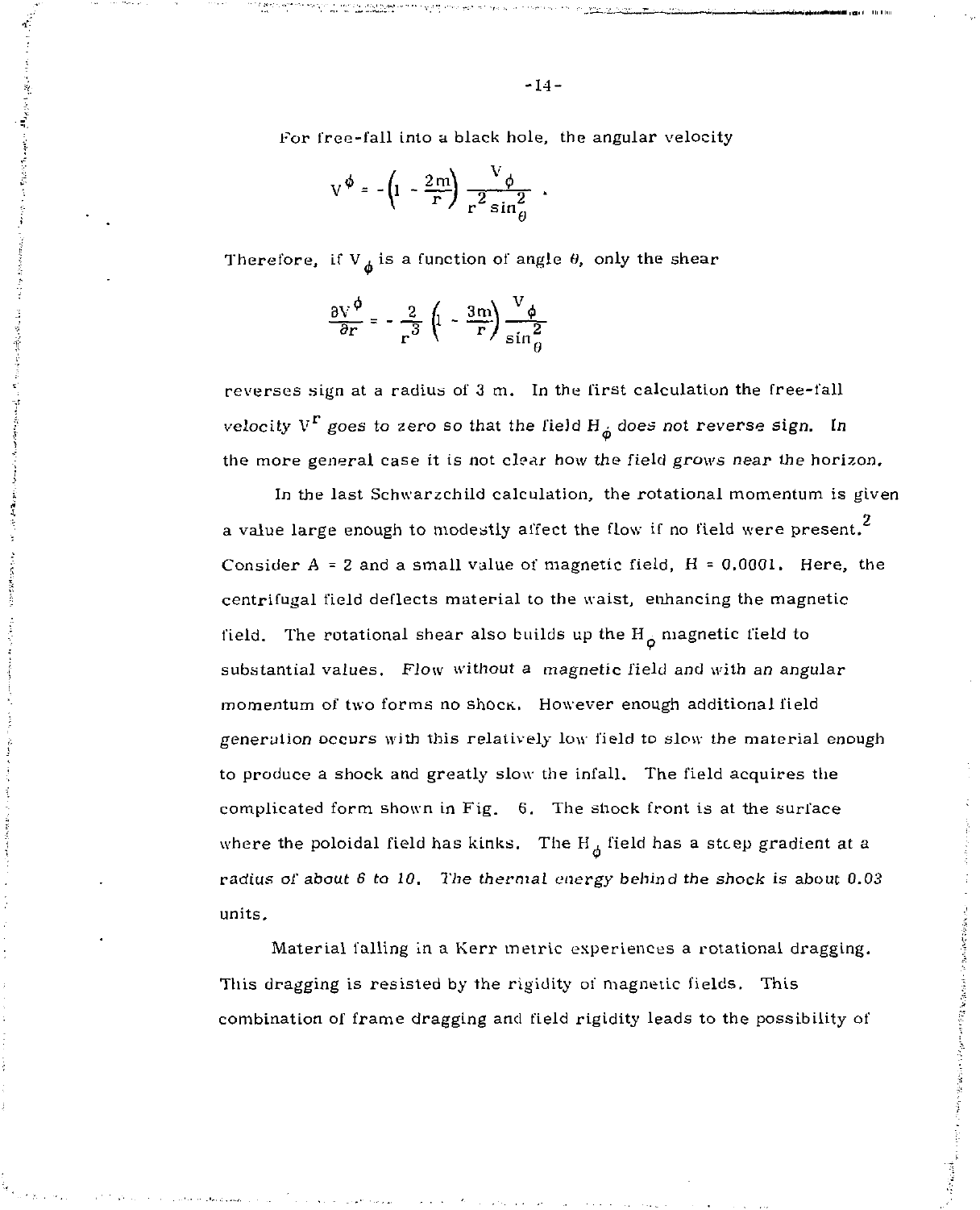For free-fall into a black hole, the angular velocity

$$V^{\phi} = -\left(1 - \frac{2m}{r}\right) \frac{V_{\phi}}{r^2 \sin^2_{\theta}} .$$

Therefore, if $V_{\phi}$ is a function of angle $\theta$, only the shear

$$\frac{\partial V^{\phi}}{\partial r} = -\frac{2}{r^3}\left(1 - \frac{3m}{r}\right)\frac{V_{\phi}}{\sin^2_{\theta}}$$

reverses sign at a radius of 3 m. In the first calculation the free-fall velocity $V^r$ goes to zero so that the field $H_{\phi}$ does not reverse sign. In the more general case it is not clear how the field grows near the horizon.

In the last Schwarzchild calculation, the rotational momentum is given a value large enough to modestly affect the flow if no field were present.[2] Consider A = 2 and a small value of magnetic field, H = 0.0001. Here, the centrifugal field deflects material to the waist, enhancing the magnetic field. The rotational shear also builds up the $H_{\phi}$ magnetic field to substantial values. Flow without a magnetic field and with an angular momentum of two forms no shock. However enough additional field generation occurs with this relatively low field to slow the material enough to produce a shock and greatly slow the infall. The field acquires the complicated form shown in Fig. 6. The shock front is at the surface where the poloidal field has kinks. The $H_{\phi}$ field has a steep gradient at a radius of about 6 to 10. The thermal energy behind the shock is about 0.03 units.

Material falling in a Kerr metric experiences a rotational dragging. This dragging is resisted by the rigidity of magnetic fields. This combination of frame dragging and field rigidity leads to the possibility of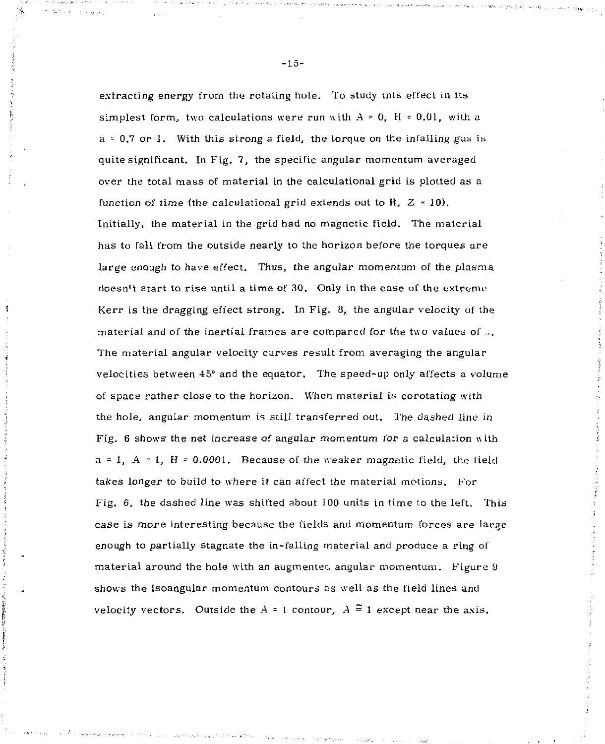extracting energy from the rotating hole. To study this effect in its simplest form, two calculations were run with $A = 0$, $H = 0.01$, with a $a = 0.7$ or 1. With this strong a field, the torque on the infalling gas is quite significant. In Fig. 7, the specific angular momentum averaged over the total mass of material in the calculational grid is plotted as a function of time (the calculational grid extends out to $R$, $Z = 10$). Initially, the material in the grid had no magnetic field. The material has to fall from the outside nearly to the horizon before the torques are large enough to have effect. Thus, the angular momentum of the plasma doesn't start to rise until a time of 30. Only in the case of the extreme Kerr is the dragging effect strong. In Fig. 8, the angular velocity of the material and of the inertial frames are compared for the two values of $a$. The material angular velocity curves result from averaging the angular velocities between 45° and the equator. The speed-up only affects a volume of space rather close to the horizon. When material is corotating with the hole, angular momentum is still transferred out. The dashed line in Fig. 6 shows the net increase of angular momentum for a calculation with $a = 1$, $A = 1$, $H = 0.0001$. Because of the weaker magnetic field, the field takes longer to build to where it can affect the material motions. For Fig. 6, the dashed line was shifted about 100 units in time to the left. This case is more interesting because the fields and momentum forces are large enough to partially stagnate the in-falling material and produce a ring of material around the hole with an augmented angular momentum. Figure 9 shows the isoangular momentum contours as well as the field lines and velocity vectors. Outside the $A = 1$ contour, $A \cong 1$ except near the axis.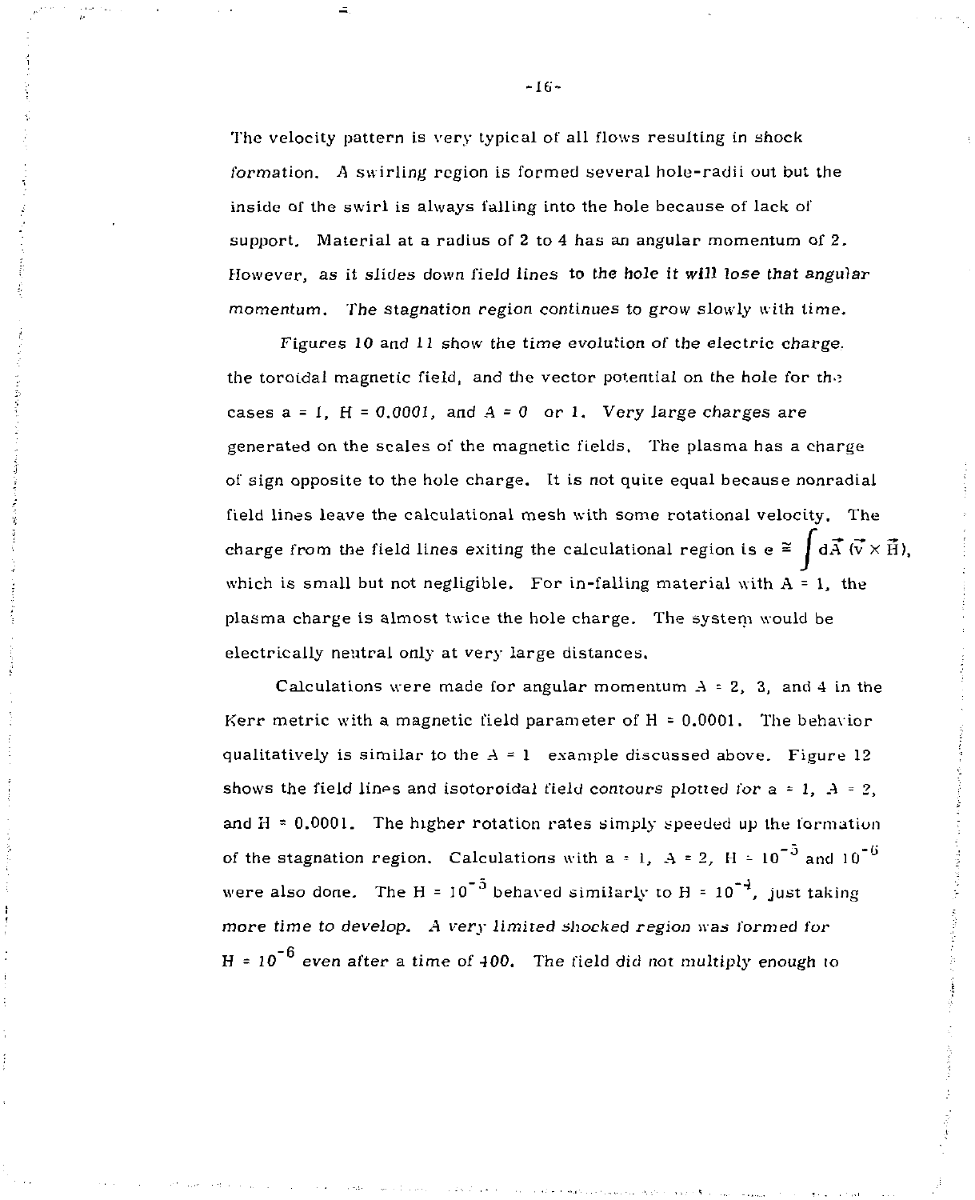The velocity pattern is very typical of all flows resulting in shock formation. A swirling region is formed several hole-radii out but the inside of the swirl is always falling into the hole because of lack of support. Material at a radius of 2 to 4 has an angular momentum of 2. However, as it slides down field lines to the hole it will lose that angular momentum. The stagnation region continues to grow slowly with time.

Figures 10 and 11 show the time evolution of the electric charge, the toroidal magnetic field, and the vector potential on the hole for the cases $a = 1$, $H = 0.0001$, and $A = 0$ or 1. Very large charges are generated on the scales of the magnetic fields. The plasma has a charge of sign opposite to the hole charge. It is not quite equal because nonradial field lines leave the calculational mesh with some rotational velocity. The charge from the field lines exiting the calculational region is $e \cong \int d\vec{A}\ (\vec{v} \times \vec{H})$, which is small but not negligible. For in-falling material with $A = 1$, the plasma charge is almost twice the hole charge. The system would be electrically neutral only at very large distances.

Calculations were made for angular momentum $A = 2$, 3, and 4 in the Kerr metric with a magnetic field parameter of $H = 0.0001$. The behavior qualitatively is similar to the $A = 1$ example discussed above. Figure 12 shows the field lines and isotoroidal field contours plotted for $a = 1$, $A = 2$, and $H = 0.0001$. The higher rotation rates simply speeded up the formation of the stagnation region. Calculations with $a = 1$, $A = 2$, $H = 10^{-5}$ and $10^{-6}$ were also done. The $H = 10^{-5}$ behaved similarly to $H = 10^{-4}$, just taking more time to develop. A very limited shocked region was formed for $H = 10^{-6}$ even after a time of 400. The field did not multiply enough to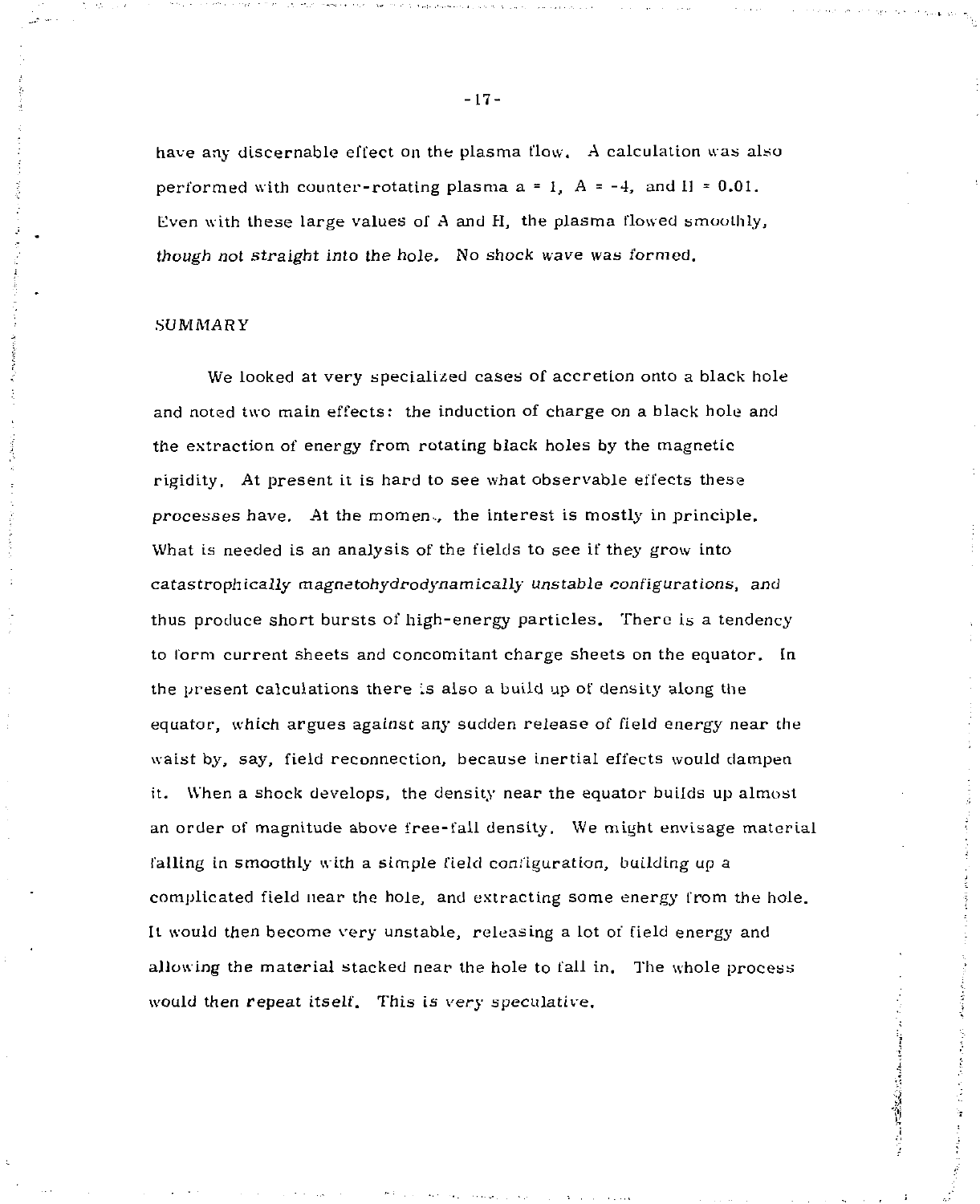have any discernable effect on the plasma flow. A calculation was also performed with counter-rotating plasma $a = 1$, $A = -4$, and $H = 0.01$. Even with these large values of A and H, the plasma flowed smoothly, *though not straight into the hole.* No shock wave was formed.

## SUMMARY

We looked at very specialized cases of accretion onto a black hole and noted two main effects: the induction of charge on a black hole and the extraction of energy from rotating black holes by the magnetic rigidity. At present it is hard to see what observable effects these processes have. At the momen., the interest is mostly in principle. What is needed is an analysis of the fields to see if they grow into *catastrophically magnetohydrodynamically unstable configurations,* and thus produce short bursts of high-energy particles. There is a tendency to form current sheets and concomitant charge sheets on the equator. In the present calculations there is also a build up of density along the equator, which argues against any sudden release of field energy near the waist by, say, field reconnection, because inertial effects would dampen it. When a shock develops, the density near the equator builds up almost an order of magnitude above free-fall density. We might envisage material falling in smoothly with a simple field configuration, building up a complicated field near the hole, and extracting some energy from the hole. It would then become very unstable, releasing a lot of field energy and allowing the material stacked near the hole to fall in. The whole process would then repeat itself. This is very speculative.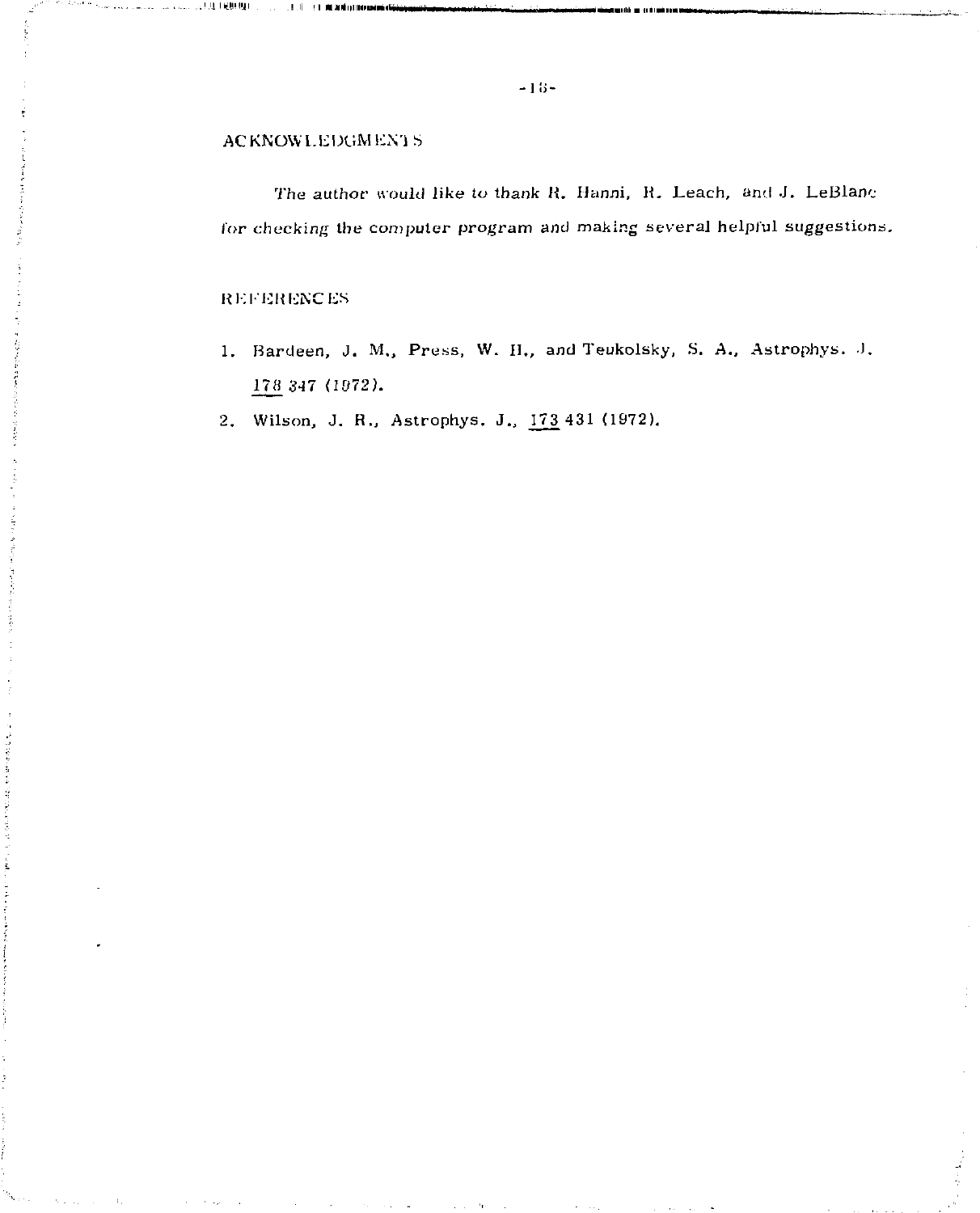## ACKNOWLEDGMENTS

The author would like to thank R. Hanni, R. Leach, and J. LeBlanc for checking the computer program and making several helpful suggestions.

## REFERENCES

1. Bardeen, J. M., Press, W. H., and Teukolsky, S. A., Astrophys. J. 178 347 (1972).
2. Wilson, J. R., Astrophys. J., 173 431 (1972).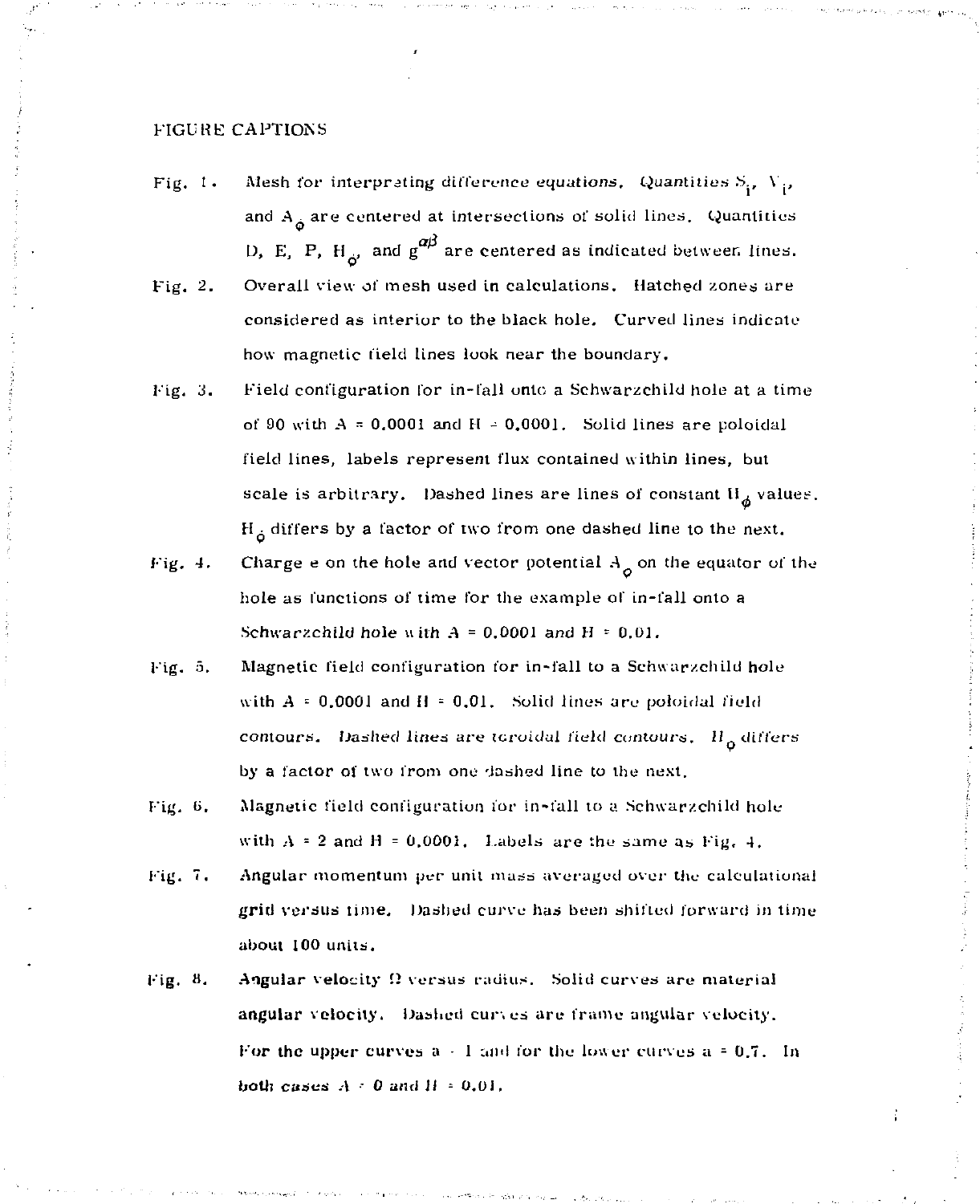# FIGURE CAPTIONS

Fig. 1. Mesh for interpreting difference equations. Quantities $S_i$, $V_i$, and $A_\phi$ are centered at intersections of solid lines. Quantities D, E, P, $H_\phi$, and $g^{\alpha\beta}$ are centered as indicated between lines.

Fig. 2. Overall view of mesh used in calculations. Hatched zones are considered as interior to the black hole. Curved lines indicate how magnetic field lines look near the boundary.

Fig. 3. Field configuration for in-fall onto a Schwarzchild hole at a time of 90 with A = 0.0001 and H = 0.0001. Solid lines are poloidal field lines, labels represent flux contained within lines, but scale is arbitrary. Dashed lines are lines of constant $H_\phi$ values. $H_\phi$ differs by a factor of two from one dashed line to the next.

Fig. 4. Charge e on the hole and vector potential $A_\phi$ on the equator of the hole as functions of time for the example of in-fall onto a Schwarzchild hole with A = 0.0001 and H = 0.01.

Fig. 5. Magnetic field configuration for in-fall to a Schwarzchild hole with A = 0.0001 and H = 0.01. Solid lines are poloidal field contours. Dashed lines are toroidal field contours. $H_\phi$ differs by a factor of two from one dashed line to the next.

Fig. 6. Magnetic field configuration for in-fall to a Schwarzchild hole with A = 2 and H = 0.0001. Labels are the same as Fig. 4.

Fig. 7. Angular momentum per unit mass averaged over the calculational grid versus time. Dashed curve has been shifted forward in time about 100 units.

Fig. 8. Angular velocity $\Omega$ versus radius. Solid curves are material angular velocity. Dashed curves are frame angular velocity. For the upper curves a = 1 and for the lower curves a = 0.7. In both cases A = 0 and H = 0.01.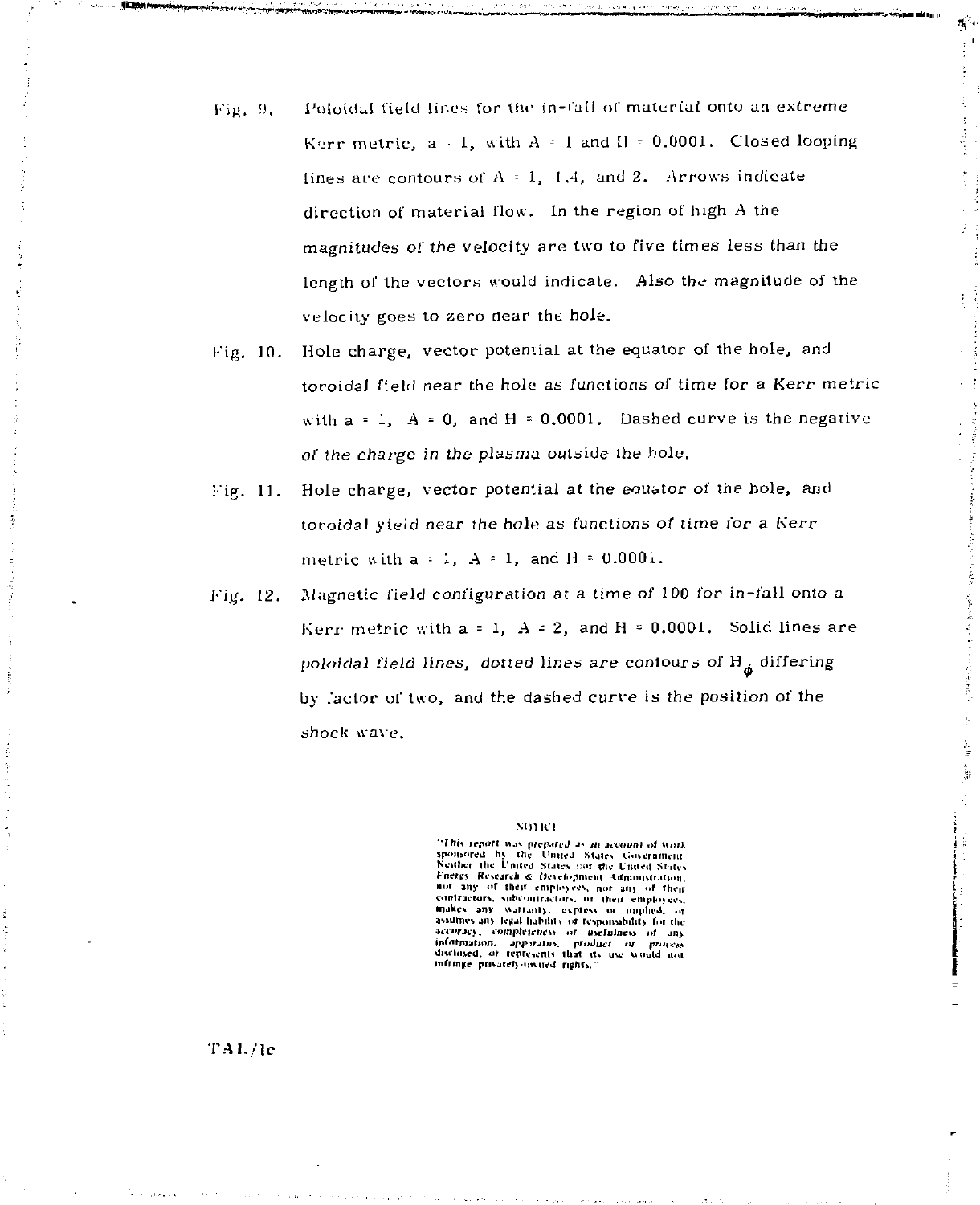Fig. 9. Poloidal field lines for the in-fall of material onto an extreme Kerr metric, $a = 1$, with $A = 1$ and $H = 0.0001$. Closed looping lines are contours of $A = 1$, 1.4, and 2. Arrows indicate direction of material flow. In the region of high $A$ the magnitudes of the velocity are two to five times less than the length of the vectors would indicate. Also the magnitude of the velocity goes to zero near the hole.

Fig. 10. Hole charge, vector potential at the equator of the hole, and toroidal field near the hole as functions of time for a Kerr metric with $a = 1$, $A = 0$, and $H = 0.0001$. Dashed curve is the negative of the charge in the plasma outside the hole.

Fig. 11. Hole charge, vector potential at the equator of the hole, and toroidal yield near the hole as functions of time for a Kerr metric with $a = 1$, $A = 1$, and $H = 0.0001$.

Fig. 12. Magnetic field configuration at a time of 100 for in-fall onto a Kerr metric with $a = 1$, $A = 2$, and $H = 0.0001$. Solid lines are poloidal field lines, dotted lines are contours of $H_\phi$ differing by factor of two, and the dashed curve is the position of the shock wave.

NOTICE

"This report was prepared as an account of work sponsored by the United States Government. Neither the United States nor the United States Energy Research & Development Administration, nor any of their employees, nor any of their contractors, subcontractors, or their employees, makes any warranty, express or implied, or assumes any legal liability or responsibility for the accuracy, completeness or usefulness of any information, apparatus, product or process disclosed, or represents that its use would not infringe privately owned rights."

TAL/lc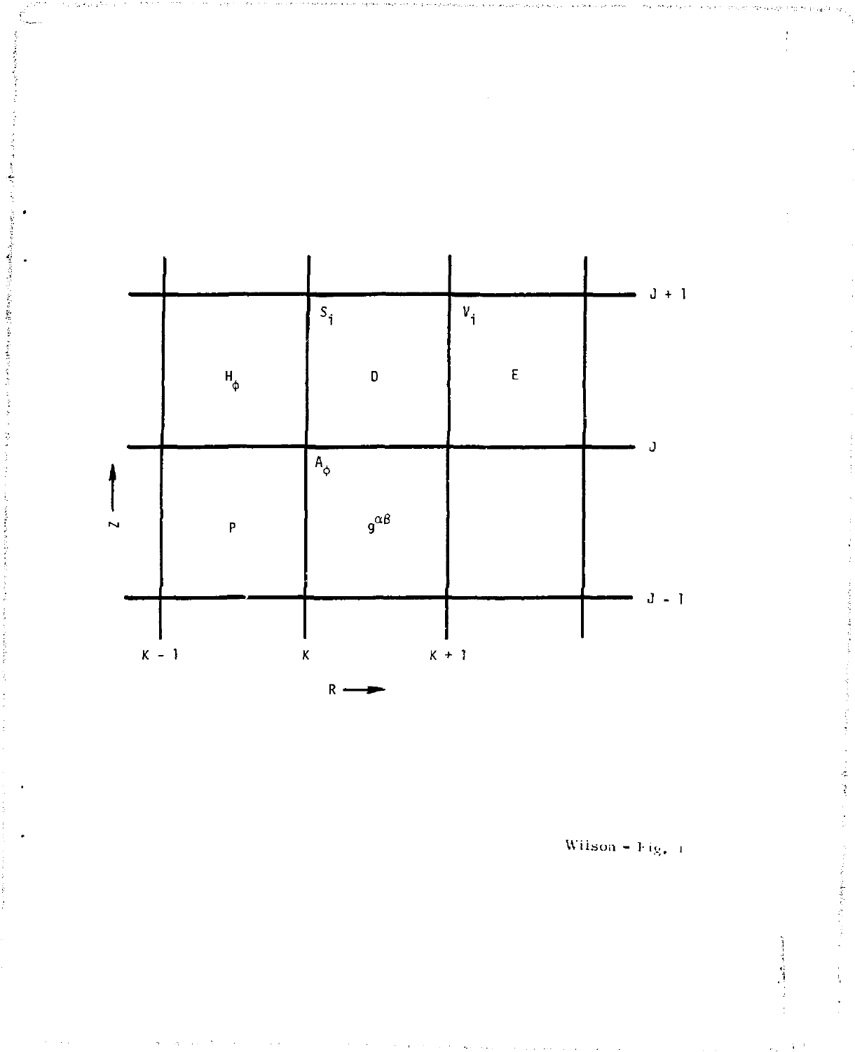Wilson - Fig. 1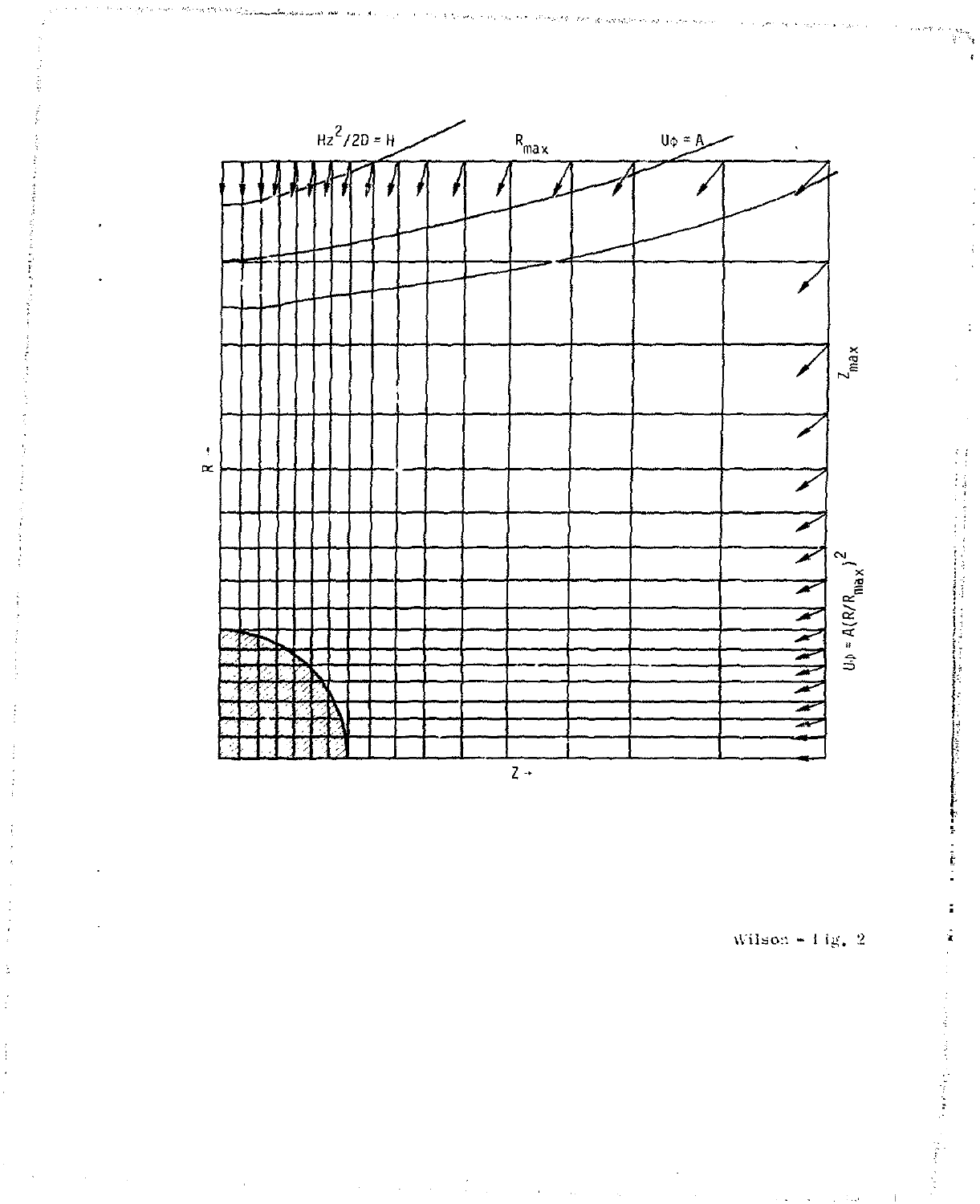$Hz^2/2D = H$

$R_{max}$

$U\phi = A$

$Z_{max}$

$U\phi = A(R/R_{max})^2$

$R \rightarrow$

$Z \rightarrow$

Wilson - Fig. 2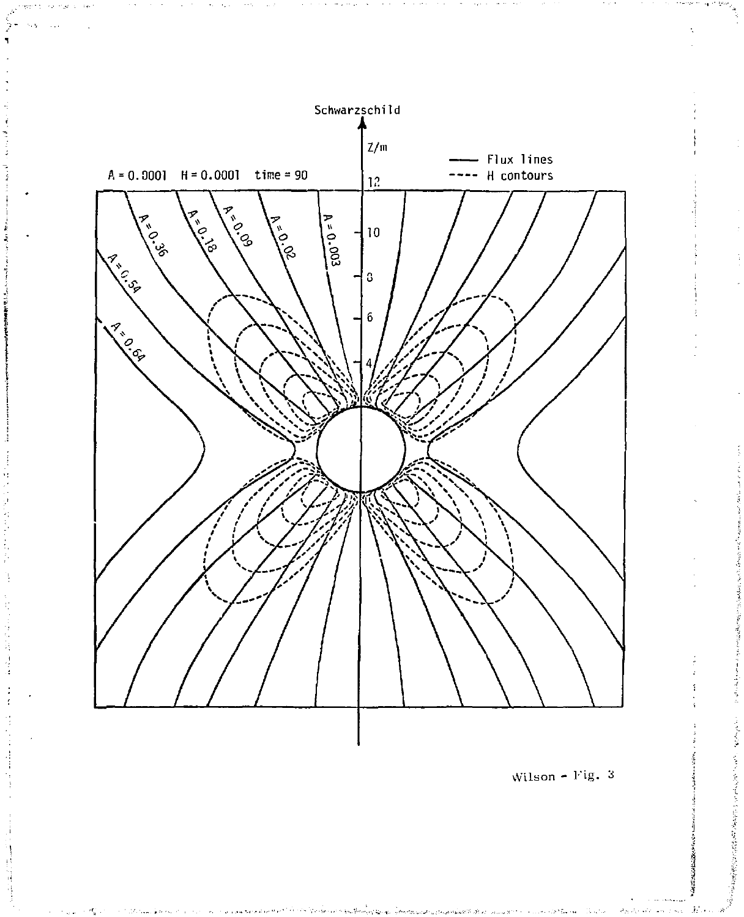Wilson - Fig. 3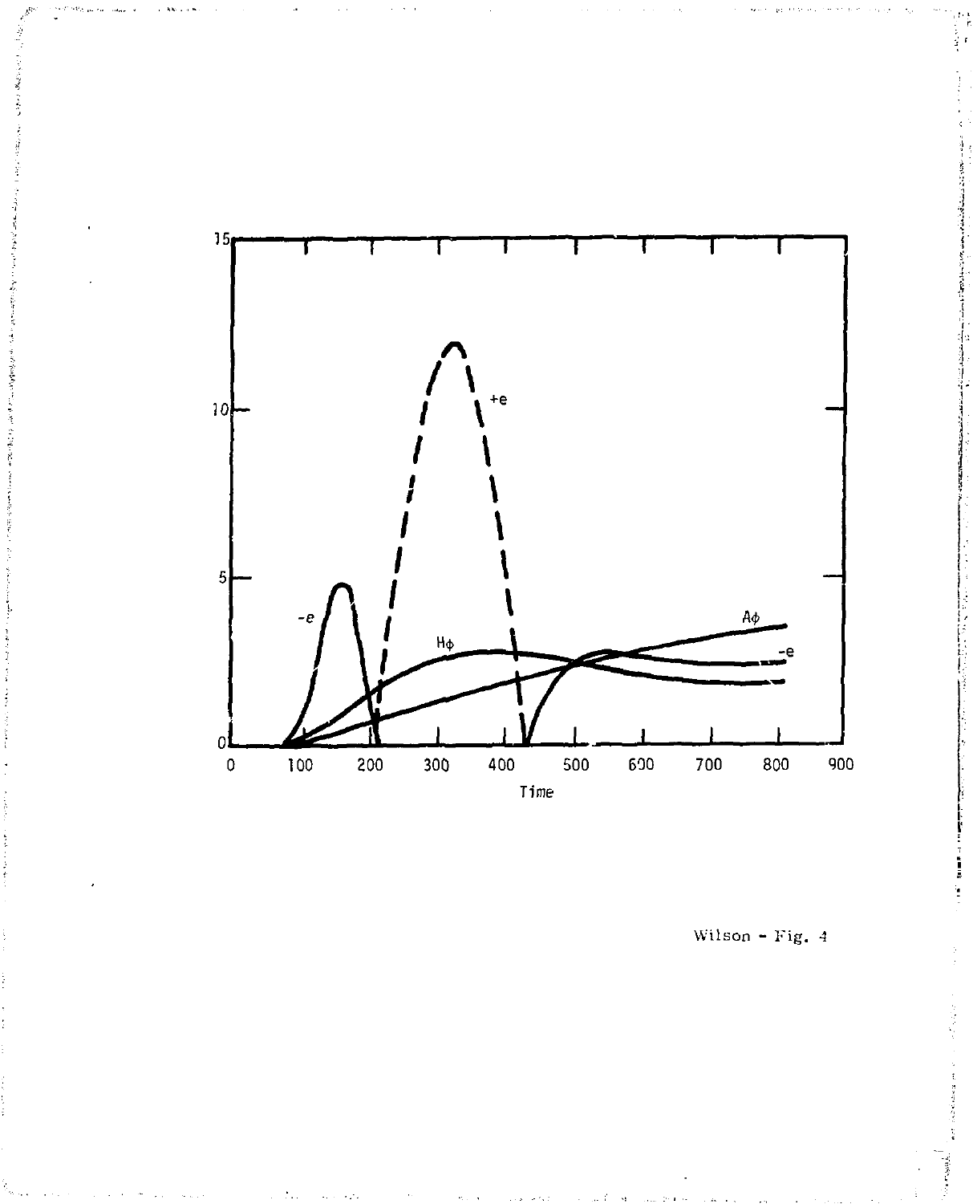Wilson - Fig. 4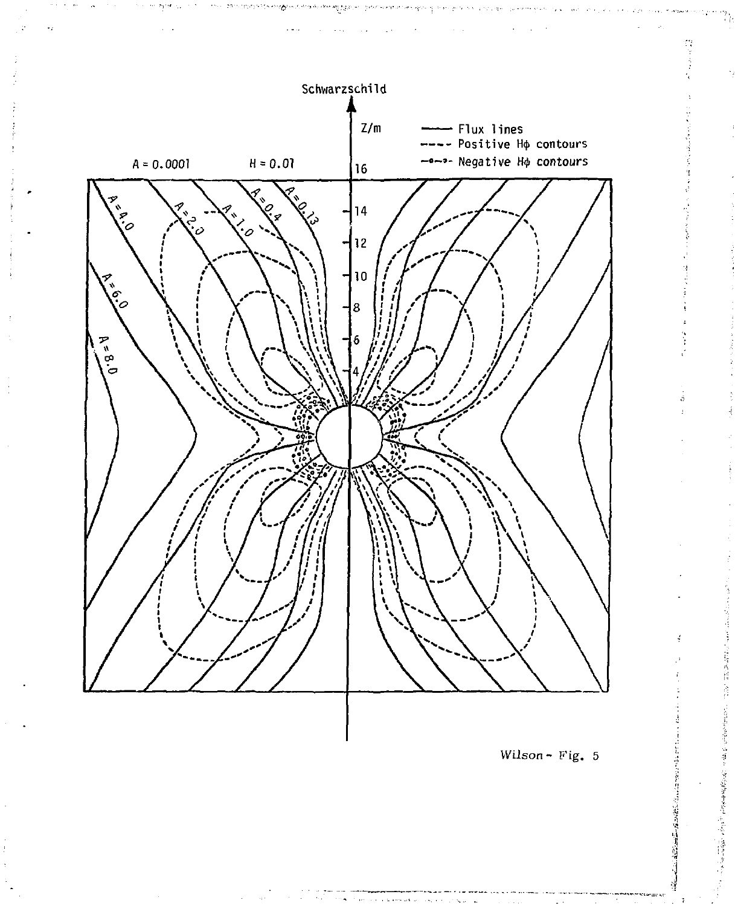Wilson - Fig. 5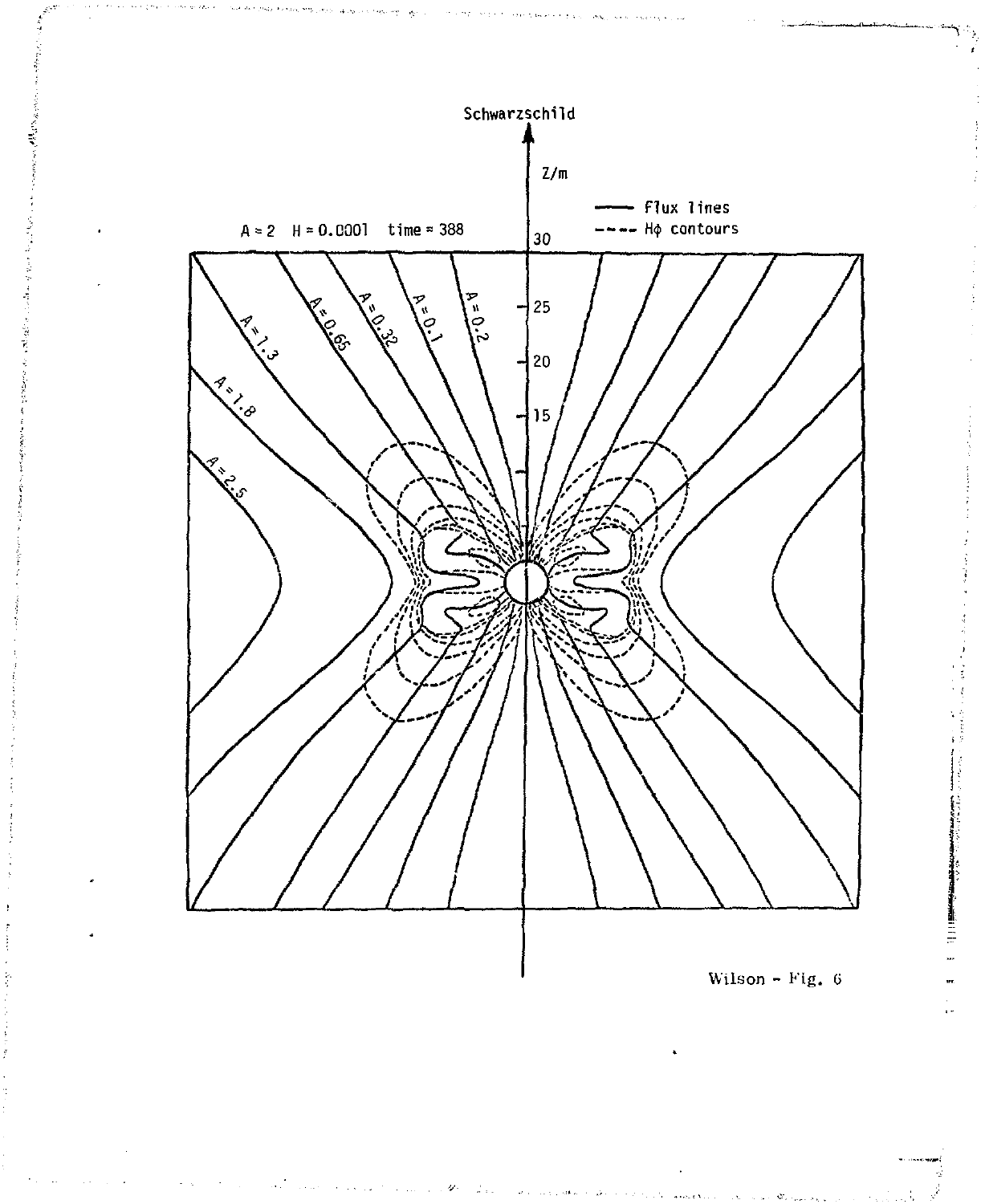Wilson - Fig. 6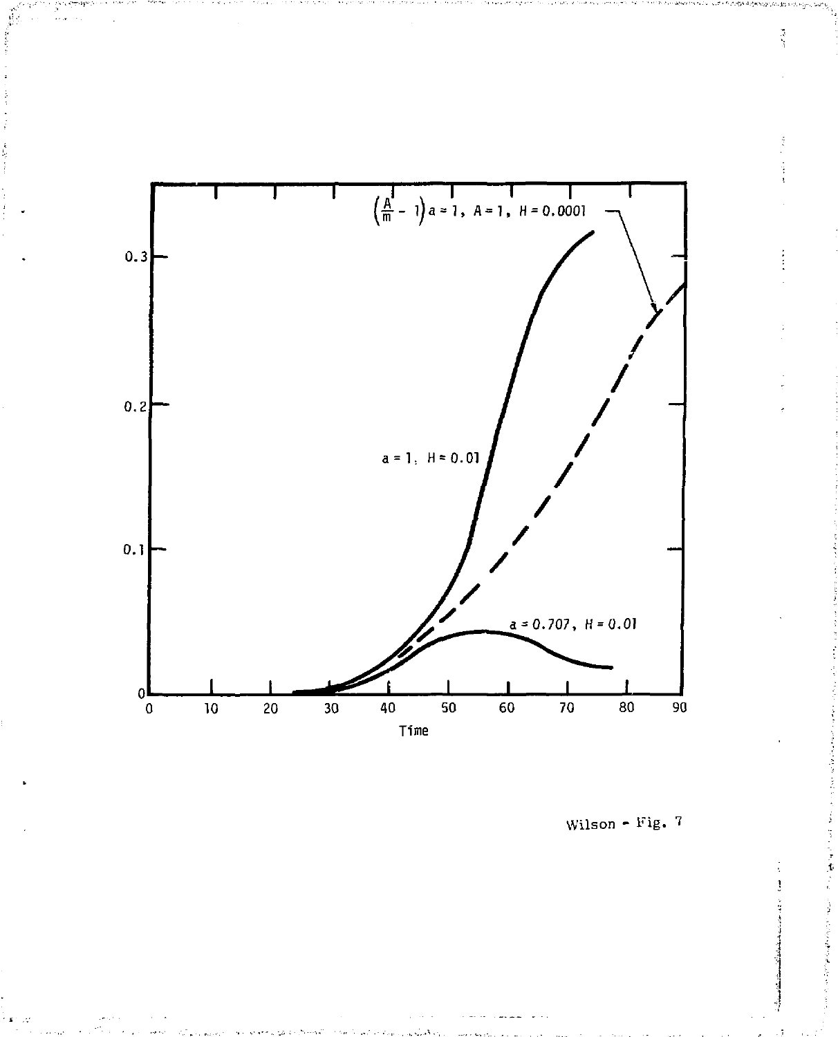$\left(\frac{A}{m} - 1\right) a = 1$, $A = 1$, $H = 0.0001$

$a = 1$, $H = 0.01$

$a = 0.707$, $H = 0.01$

Time

Wilson - Fig. 7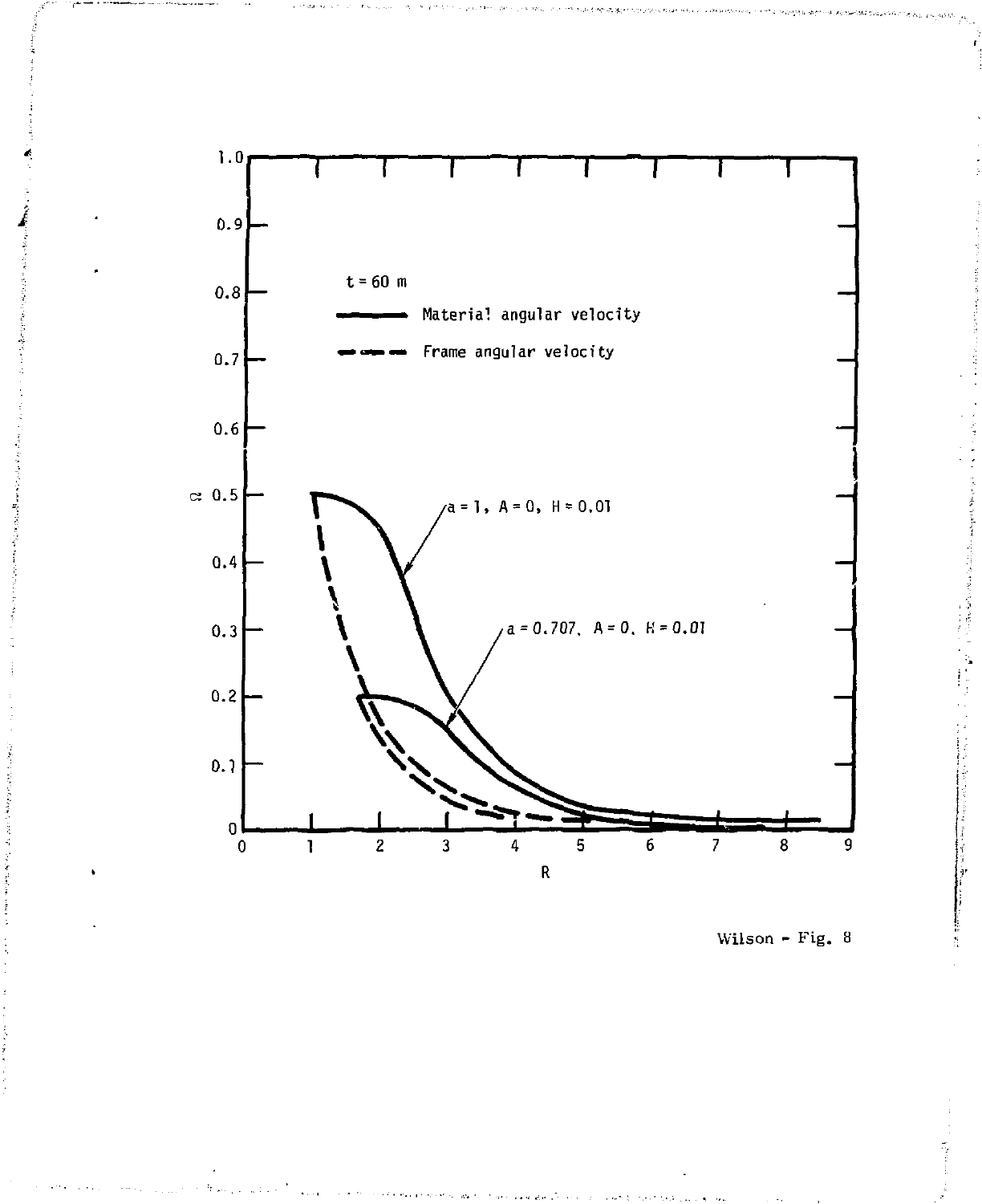t = 60 m

Material angular velocity

Frame angular velocity

$a = 1$, $A = 0$, $H = 0.01$

$a = 0.707$, $A = 0$, $H = 0.01$

$\Omega$

R

Wilson - Fig. 8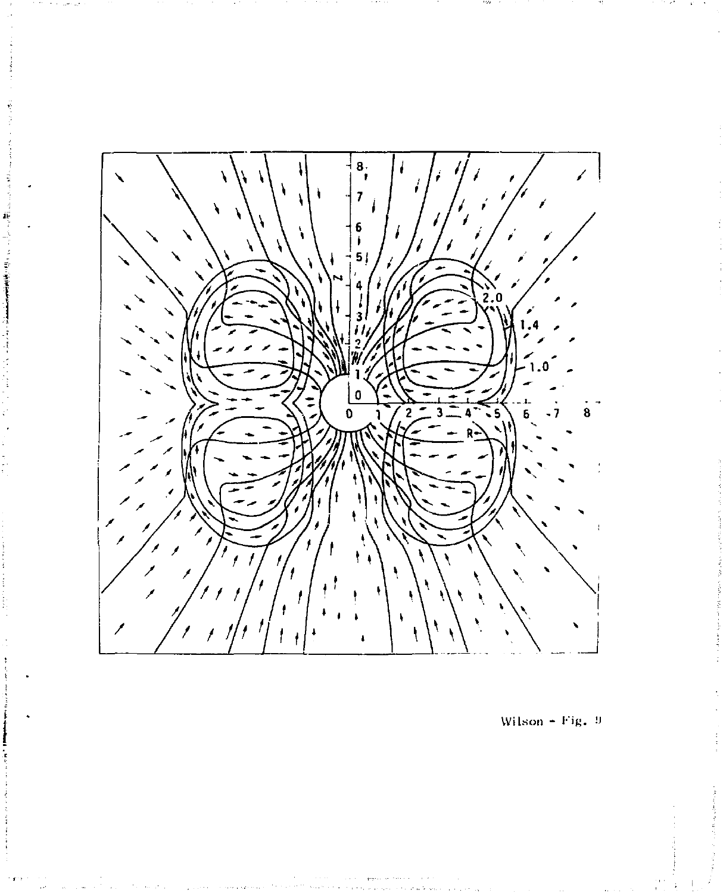Wilson - Fig. 9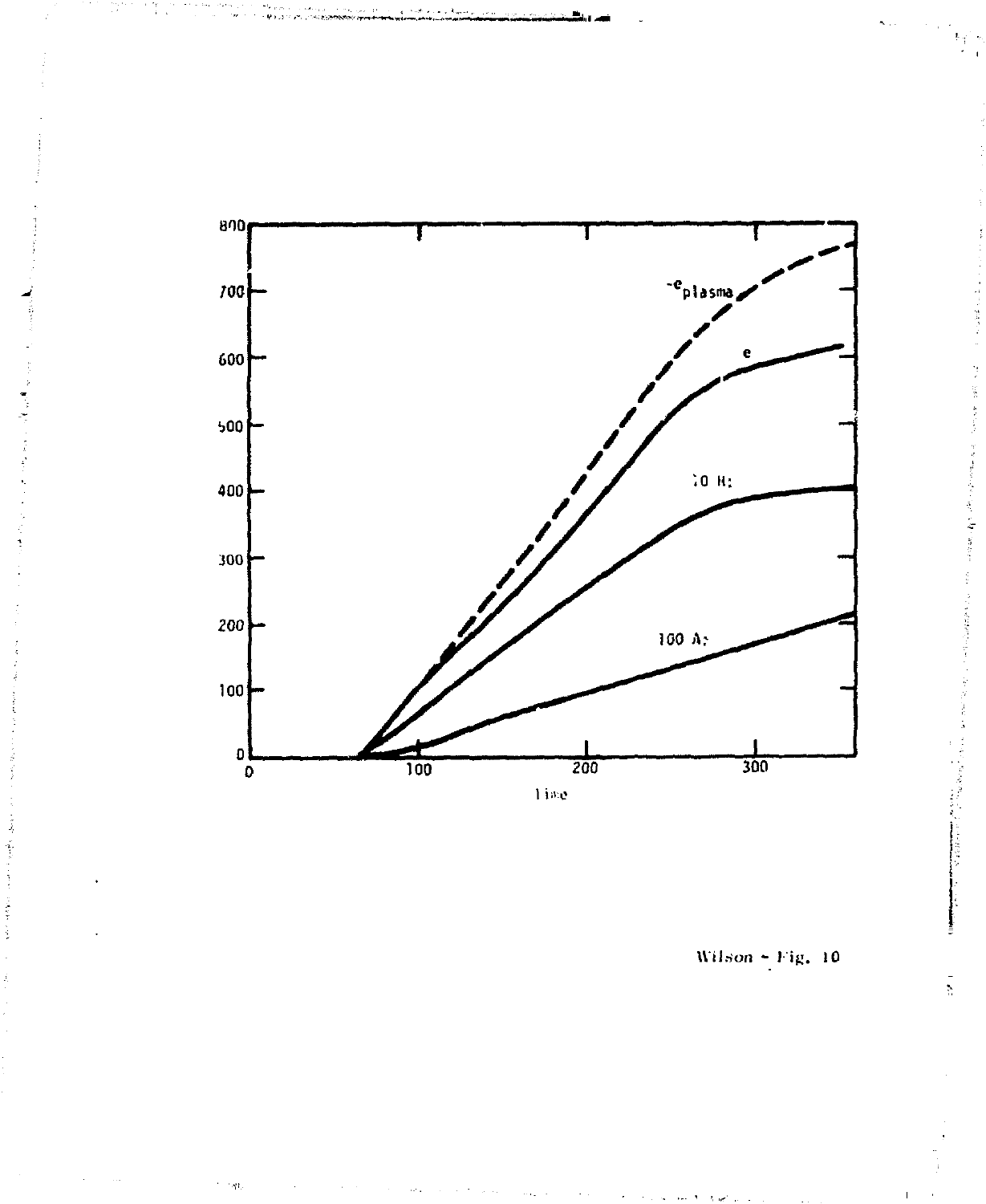Wilson – Fig. 10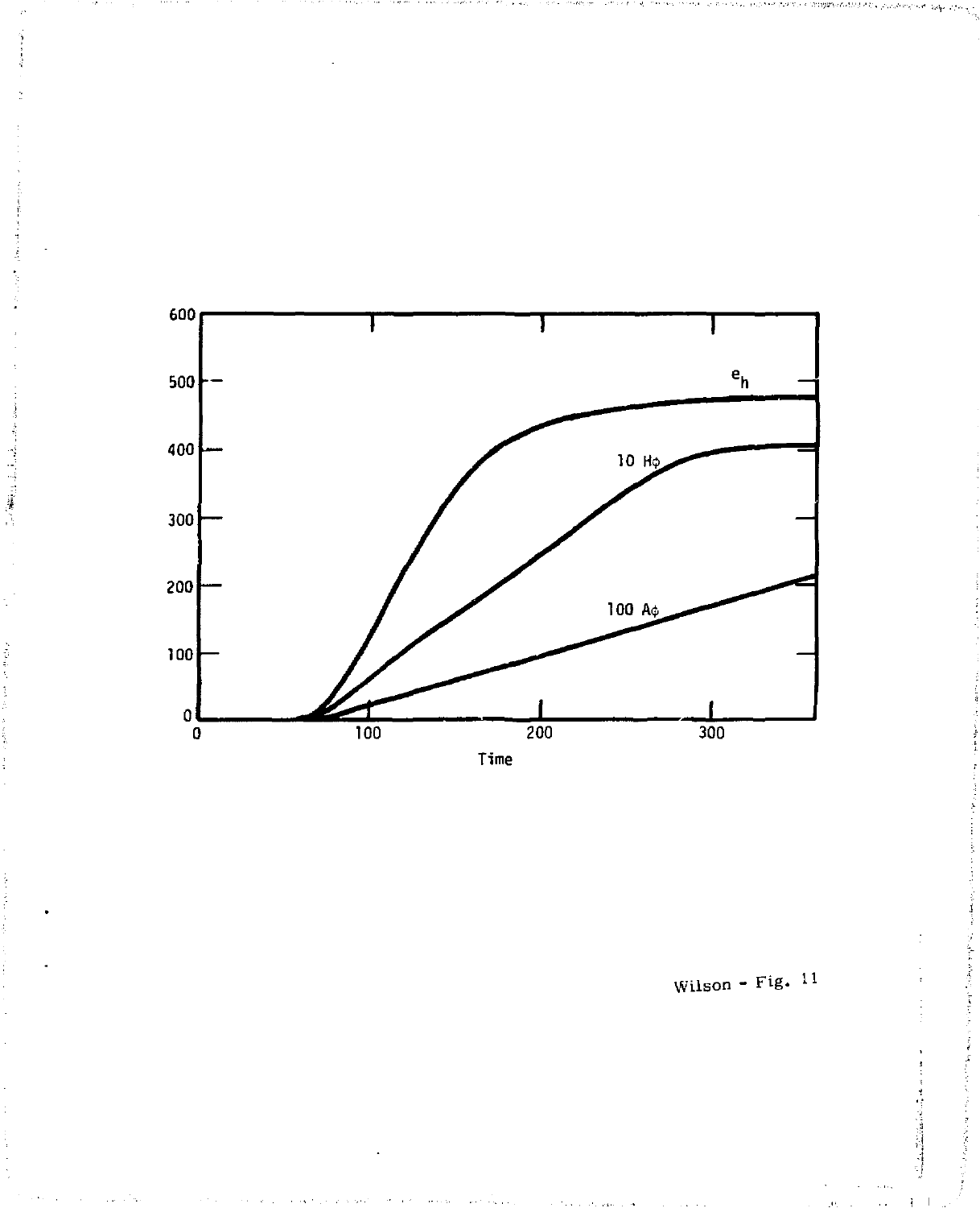Wilson - Fig. 11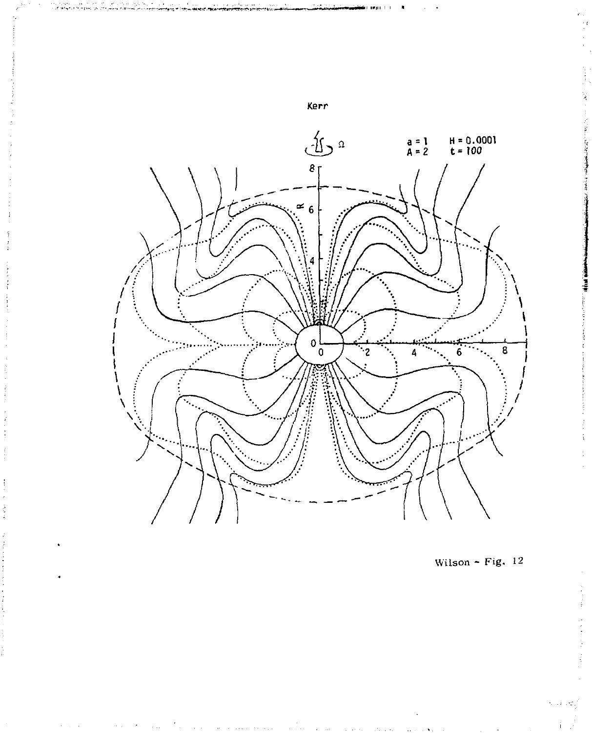Kerr

$\Omega$

a = 1
A = 2

H = 0.0001
t = 100

R

8
6
4
0
0
2
4
6
8

Wilson - Fig. 12